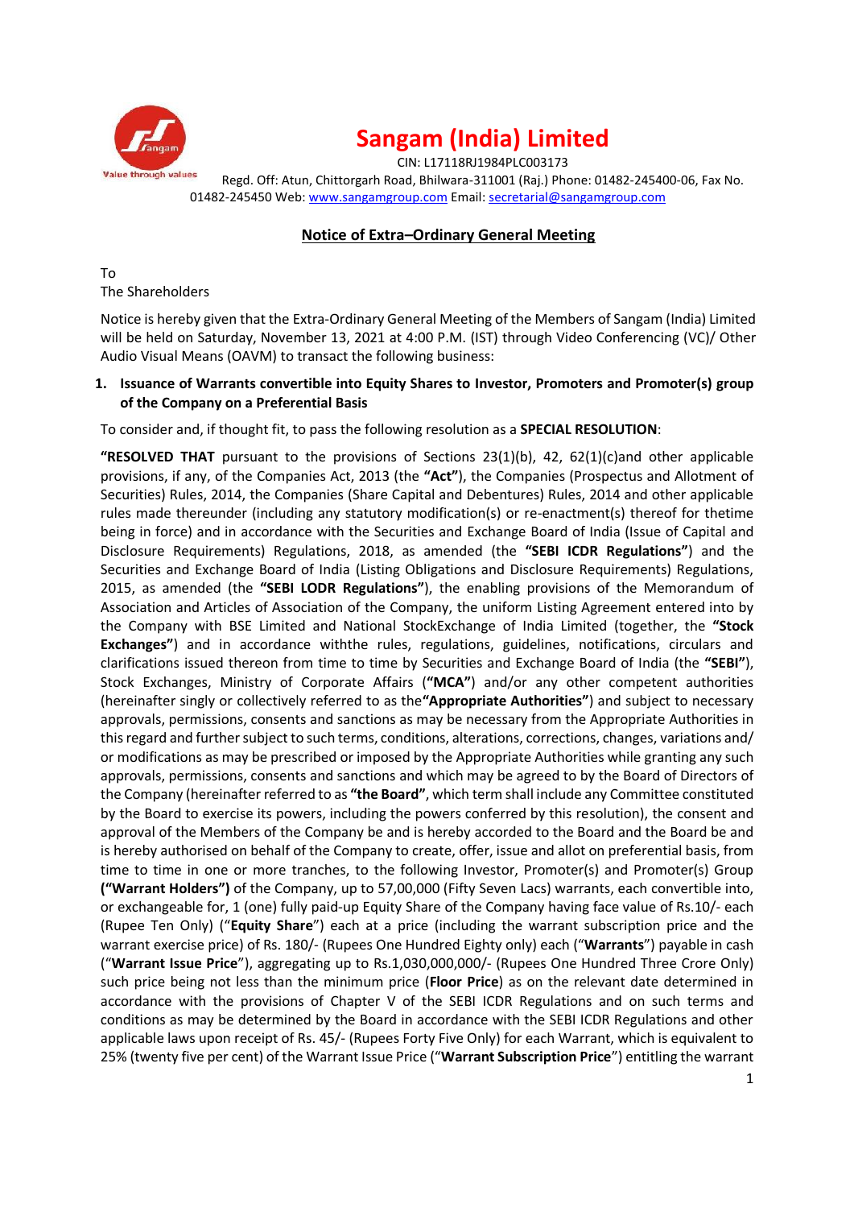# Sangam (India) Limited

CIN: L17118RJ1984PLC003173

Regd. Off: Atun, Chittorgarh Road, Bhilwara-311001 (Raj.) Phone: 01482-245400-06, Fax No. 01482-245450 Web: www.sangamgroup.com Email: secretarial@sangamgroup.com

## Notice of Extra–Ordinary General Meeting

To
The Shareholders

Notice is hereby given that the Extra-Ordinary General Meeting of the Members of Sangam (India) Limited will be held on Saturday, November 13, 2021 at 4:00 P.M. (IST) through Video Conferencing (VC)/ Other Audio Visual Means (OAVM) to transact the following business:

**1. Issuance of Warrants convertible into Equity Shares to Investor, Promoters and Promoter(s) group of the Company on a Preferential Basis**

To consider and, if thought fit, to pass the following resolution as a **SPECIAL RESOLUTION**:

**"RESOLVED THAT** pursuant to the provisions of Sections 23(1)(b), 42, 62(1)(c)and other applicable provisions, if any, of the Companies Act, 2013 (the **"Act"**), the Companies (Prospectus and Allotment of Securities) Rules, 2014, the Companies (Share Capital and Debentures) Rules, 2014 and other applicable rules made thereunder (including any statutory modification(s) or re-enactment(s) thereof for thetime being in force) and in accordance with the Securities and Exchange Board of India (Issue of Capital and Disclosure Requirements) Regulations, 2018, as amended (the **"SEBI ICDR Regulations"**) and the Securities and Exchange Board of India (Listing Obligations and Disclosure Requirements) Regulations, 2015, as amended (the **"SEBI LODR Regulations"**), the enabling provisions of the Memorandum of Association and Articles of Association of the Company, the uniform Listing Agreement entered into by the Company with BSE Limited and National StockExchange of India Limited (together, the **"Stock Exchanges"**) and in accordance withthe rules, regulations, guidelines, notifications, circulars and clarifications issued thereon from time to time by Securities and Exchange Board of India (the **"SEBI"**), Stock Exchanges, Ministry of Corporate Affairs (**"MCA"**) and/or any other competent authorities (hereinafter singly or collectively referred to as the**"Appropriate Authorities"**) and subject to necessary approvals, permissions, consents and sanctions as may be necessary from the Appropriate Authorities in this regard and further subject to such terms, conditions, alterations, corrections, changes, variations and/ or modifications as may be prescribed or imposed by the Appropriate Authorities while granting any such approvals, permissions, consents and sanctions and which may be agreed to by the Board of Directors of the Company (hereinafter referred to as **"the Board"**, which term shall include any Committee constituted by the Board to exercise its powers, including the powers conferred by this resolution), the consent and approval of the Members of the Company be and is hereby accorded to the Board and the Board be and is hereby authorised on behalf of the Company to create, offer, issue and allot on preferential basis, from time to time in one or more tranches, to the following Investor, Promoter(s) and Promoter(s) Group **("Warrant Holders")** of the Company, up to 57,00,000 (Fifty Seven Lacs) warrants, each convertible into, or exchangeable for, 1 (one) fully paid-up Equity Share of the Company having face value of Rs.10/- each (Rupee Ten Only) ("**Equity Share**") each at a price (including the warrant subscription price and the warrant exercise price) of Rs. 180/- (Rupees One Hundred Eighty only) each ("**Warrants**") payable in cash ("**Warrant Issue Price**"), aggregating up to Rs.1,030,000,000/- (Rupees One Hundred Three Crore Only) such price being not less than the minimum price (**Floor Price**) as on the relevant date determined in accordance with the provisions of Chapter V of the SEBI ICDR Regulations and on such terms and conditions as may be determined by the Board in accordance with the SEBI ICDR Regulations and other applicable laws upon receipt of Rs. 45/- (Rupees Forty Five Only) for each Warrant, which is equivalent to 25% (twenty five per cent) of the Warrant Issue Price ("**Warrant Subscription Price**") entitling the warrant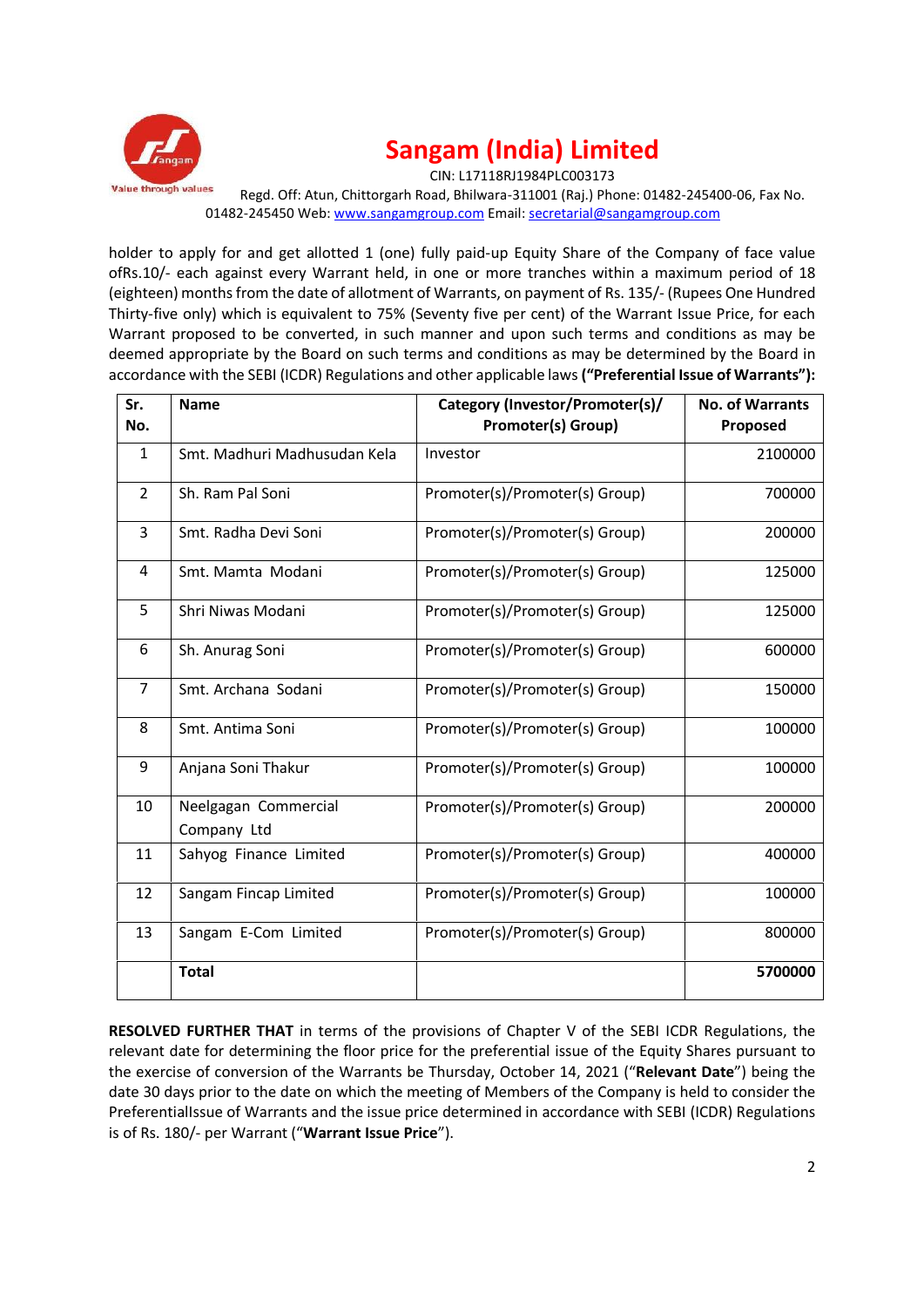holder to apply for and get allotted 1 (one) fully paid-up Equity Share of the Company of face value ofRs.10/- each against every Warrant held, in one or more tranches within a maximum period of 18 (eighteen) months from the date of allotment of Warrants, on payment of Rs. 135/- (Rupees One Hundred Thirty-five only) which is equivalent to 75% (Seventy five per cent) of the Warrant Issue Price, for each Warrant proposed to be converted, in such manner and upon such terms and conditions as may be deemed appropriate by the Board on such terms and conditions as may be determined by the Board in accordance with the SEBI (ICDR) Regulations and other applicable laws **("Preferential Issue of Warrants"):**

| Sr. No. | Name | Category (Investor/Promoter(s)/ Promoter(s) Group) | No. of Warrants Proposed |
|---|---|---|---|
| 1 | Smt. Madhuri Madhusudan Kela | Investor | 2100000 |
| 2 | Sh. Ram Pal Soni | Promoter(s)/Promoter(s) Group) | 700000 |
| 3 | Smt. Radha Devi Soni | Promoter(s)/Promoter(s) Group) | 200000 |
| 4 | Smt. Mamta Modani | Promoter(s)/Promoter(s) Group) | 125000 |
| 5 | Shri Niwas Modani | Promoter(s)/Promoter(s) Group) | 125000 |
| 6 | Sh. Anurag Soni | Promoter(s)/Promoter(s) Group) | 600000 |
| 7 | Smt. Archana Sodani | Promoter(s)/Promoter(s) Group) | 150000 |
| 8 | Smt. Antima Soni | Promoter(s)/Promoter(s) Group) | 100000 |
| 9 | Anjana Soni Thakur | Promoter(s)/Promoter(s) Group) | 100000 |
| 10 | Neelgagan Commercial Company Ltd | Promoter(s)/Promoter(s) Group) | 200000 |
| 11 | Sahyog Finance Limited | Promoter(s)/Promoter(s) Group) | 400000 |
| 12 | Sangam Fincap Limited | Promoter(s)/Promoter(s) Group) | 100000 |
| 13 | Sangam E-Com Limited | Promoter(s)/Promoter(s) Group) | 800000 |
| | **Total** | | **5700000** |

**RESOLVED FURTHER THAT** in terms of the provisions of Chapter V of the SEBI ICDR Regulations, the relevant date for determining the floor price for the preferential issue of the Equity Shares pursuant to the exercise of conversion of the Warrants be Thursday, October 14, 2021 ("**Relevant Date**") being the date 30 days prior to the date on which the meeting of Members of the Company is held to consider the PreferentialIssue of Warrants and the issue price determined in accordance with SEBI (ICDR) Regulations is of Rs. 180/- per Warrant ("**Warrant Issue Price**").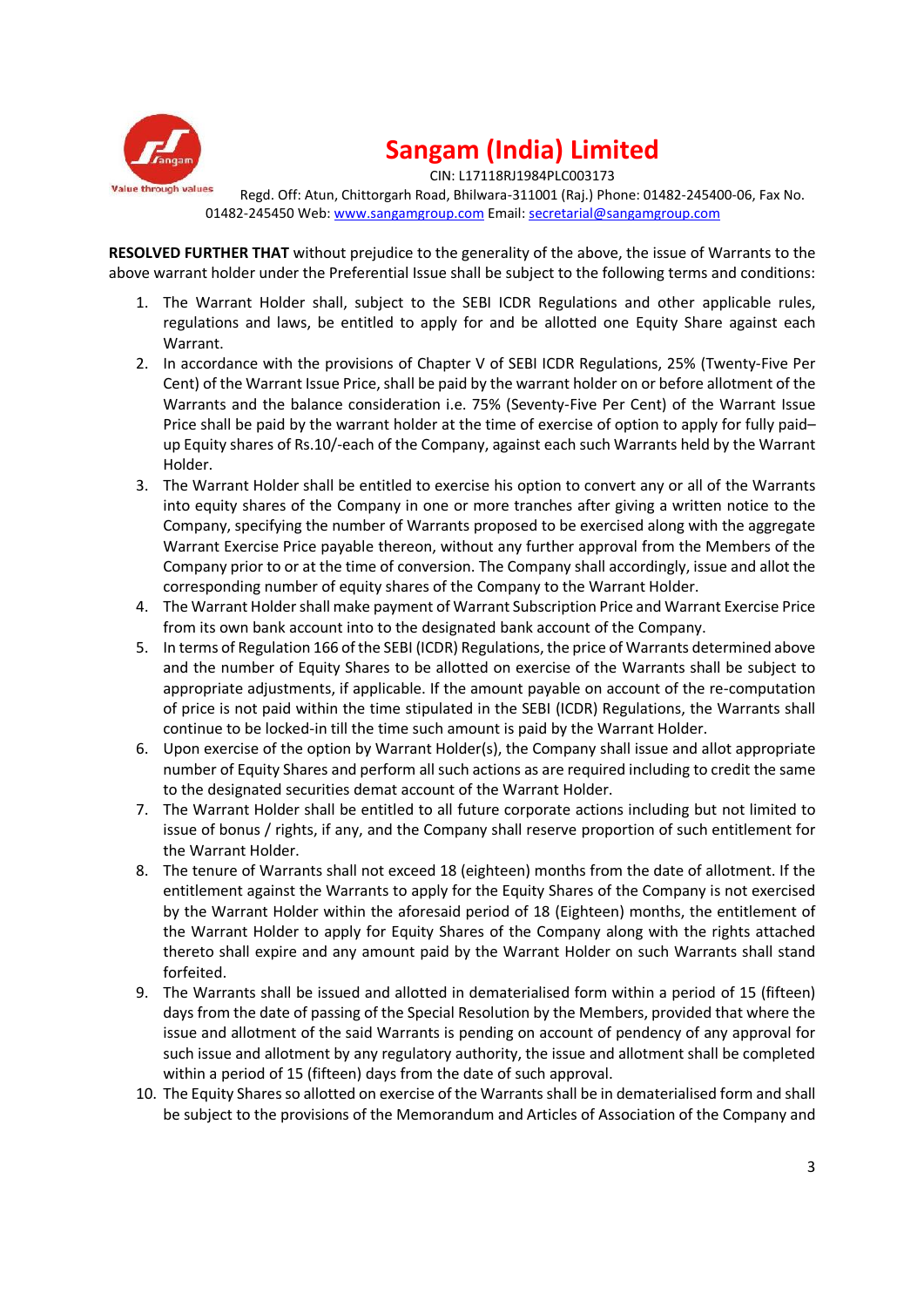**RESOLVED FURTHER THAT** without prejudice to the generality of the above, the issue of Warrants to the above warrant holder under the Preferential Issue shall be subject to the following terms and conditions:

1. The Warrant Holder shall, subject to the SEBI ICDR Regulations and other applicable rules, regulations and laws, be entitled to apply for and be allotted one Equity Share against each Warrant.
2. In accordance with the provisions of Chapter V of SEBI ICDR Regulations, 25% (Twenty-Five Per Cent) of the Warrant Issue Price, shall be paid by the warrant holder on or before allotment of the Warrants and the balance consideration i.e. 75% (Seventy-Five Per Cent) of the Warrant Issue Price shall be paid by the warrant holder at the time of exercise of option to apply for fully paid–up Equity shares of Rs.10/-each of the Company, against each such Warrants held by the Warrant Holder.
3. The Warrant Holder shall be entitled to exercise his option to convert any or all of the Warrants into equity shares of the Company in one or more tranches after giving a written notice to the Company, specifying the number of Warrants proposed to be exercised along with the aggregate Warrant Exercise Price payable thereon, without any further approval from the Members of the Company prior to or at the time of conversion. The Company shall accordingly, issue and allot the corresponding number of equity shares of the Company to the Warrant Holder.
4. The Warrant Holder shall make payment of Warrant Subscription Price and Warrant Exercise Price from its own bank account into to the designated bank account of the Company.
5. In terms of Regulation 166 of the SEBI (ICDR) Regulations, the price of Warrants determined above and the number of Equity Shares to be allotted on exercise of the Warrants shall be subject to appropriate adjustments, if applicable. If the amount payable on account of the re-computation of price is not paid within the time stipulated in the SEBI (ICDR) Regulations, the Warrants shall continue to be locked-in till the time such amount is paid by the Warrant Holder.
6. Upon exercise of the option by Warrant Holder(s), the Company shall issue and allot appropriate number of Equity Shares and perform all such actions as are required including to credit the same to the designated securities demat account of the Warrant Holder.
7. The Warrant Holder shall be entitled to all future corporate actions including but not limited to issue of bonus / rights, if any, and the Company shall reserve proportion of such entitlement for the Warrant Holder.
8. The tenure of Warrants shall not exceed 18 (eighteen) months from the date of allotment. If the entitlement against the Warrants to apply for the Equity Shares of the Company is not exercised by the Warrant Holder within the aforesaid period of 18 (Eighteen) months, the entitlement of the Warrant Holder to apply for Equity Shares of the Company along with the rights attached thereto shall expire and any amount paid by the Warrant Holder on such Warrants shall stand forfeited.
9. The Warrants shall be issued and allotted in dematerialised form within a period of 15 (fifteen) days from the date of passing of the Special Resolution by the Members, provided that where the issue and allotment of the said Warrants is pending on account of pendency of any approval for such issue and allotment by any regulatory authority, the issue and allotment shall be completed within a period of 15 (fifteen) days from the date of such approval.
10. The Equity Shares so allotted on exercise of the Warrants shall be in dematerialised form and shall be subject to the provisions of the Memorandum and Articles of Association of the Company and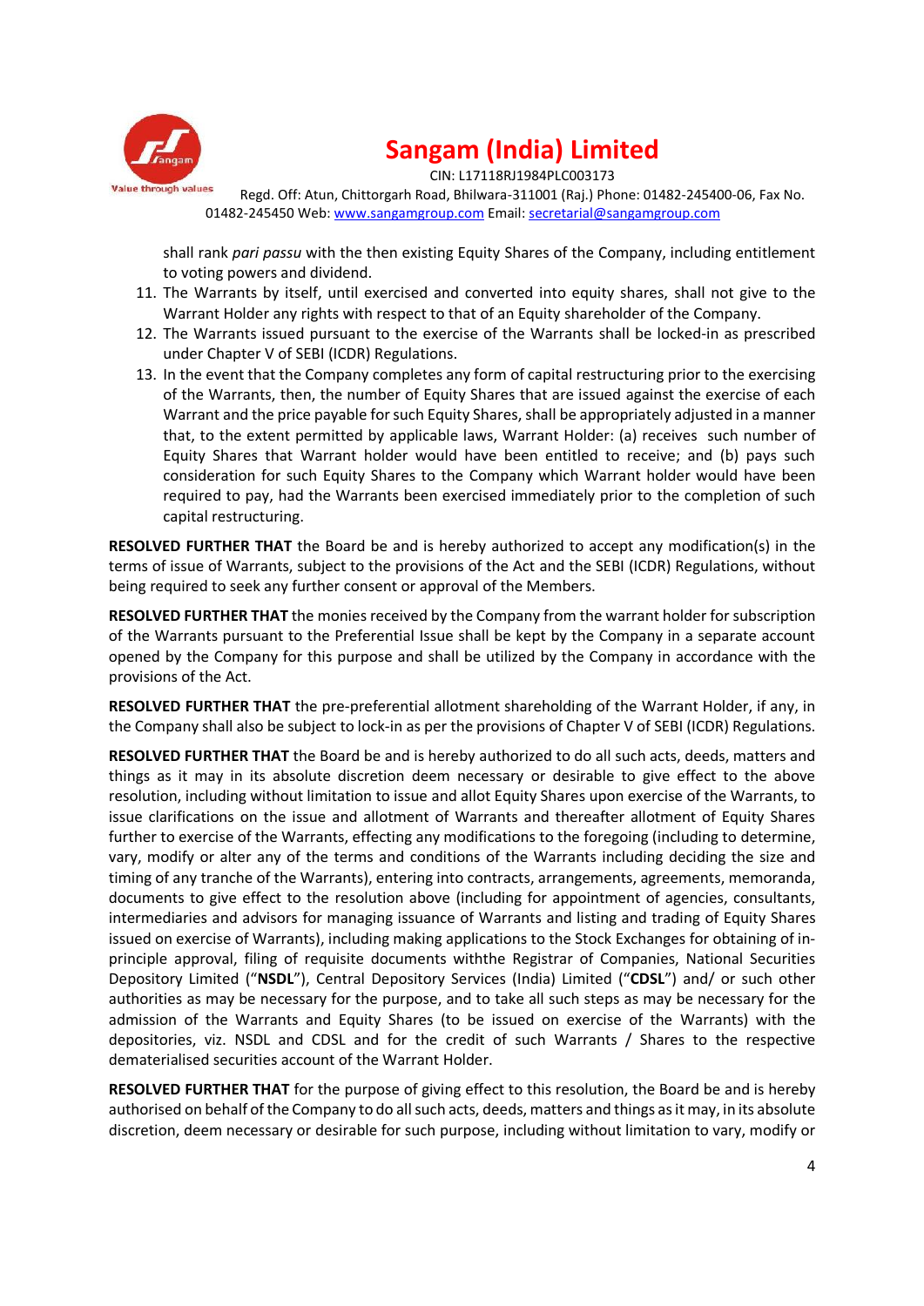shall rank *pari passu* with the then existing Equity Shares of the Company, including entitlement to voting powers and dividend.

11. The Warrants by itself, until exercised and converted into equity shares, shall not give to the Warrant Holder any rights with respect to that of an Equity shareholder of the Company.
12. The Warrants issued pursuant to the exercise of the Warrants shall be locked-in as prescribed under Chapter V of SEBI (ICDR) Regulations.
13. In the event that the Company completes any form of capital restructuring prior to the exercising of the Warrants, then, the number of Equity Shares that are issued against the exercise of each Warrant and the price payable for such Equity Shares, shall be appropriately adjusted in a manner that, to the extent permitted by applicable laws, Warrant Holder: (a) receives such number of Equity Shares that Warrant holder would have been entitled to receive; and (b) pays such consideration for such Equity Shares to the Company which Warrant holder would have been required to pay, had the Warrants been exercised immediately prior to the completion of such capital restructuring.

**RESOLVED FURTHER THAT** the Board be and is hereby authorized to accept any modification(s) in the terms of issue of Warrants, subject to the provisions of the Act and the SEBI (ICDR) Regulations, without being required to seek any further consent or approval of the Members.

**RESOLVED FURTHER THAT** the monies received by the Company from the warrant holder for subscription of the Warrants pursuant to the Preferential Issue shall be kept by the Company in a separate account opened by the Company for this purpose and shall be utilized by the Company in accordance with the provisions of the Act.

**RESOLVED FURTHER THAT** the pre-preferential allotment shareholding of the Warrant Holder, if any, in the Company shall also be subject to lock-in as per the provisions of Chapter V of SEBI (ICDR) Regulations.

**RESOLVED FURTHER THAT** the Board be and is hereby authorized to do all such acts, deeds, matters and things as it may in its absolute discretion deem necessary or desirable to give effect to the above resolution, including without limitation to issue and allot Equity Shares upon exercise of the Warrants, to issue clarifications on the issue and allotment of Warrants and thereafter allotment of Equity Shares further to exercise of the Warrants, effecting any modifications to the foregoing (including to determine, vary, modify or alter any of the terms and conditions of the Warrants including deciding the size and timing of any tranche of the Warrants), entering into contracts, arrangements, agreements, memoranda, documents to give effect to the resolution above (including for appointment of agencies, consultants, intermediaries and advisors for managing issuance of Warrants and listing and trading of Equity Shares issued on exercise of Warrants), including making applications to the Stock Exchanges for obtaining of in-principle approval, filing of requisite documents withthe Registrar of Companies, National Securities Depository Limited ("**NSDL**"), Central Depository Services (India) Limited ("**CDSL**") and/ or such other authorities as may be necessary for the purpose, and to take all such steps as may be necessary for the admission of the Warrants and Equity Shares (to be issued on exercise of the Warrants) with the depositories, viz. NSDL and CDSL and for the credit of such Warrants / Shares to the respective dematerialised securities account of the Warrant Holder.

**RESOLVED FURTHER THAT** for the purpose of giving effect to this resolution, the Board be and is hereby authorised on behalf of the Company to do all such acts, deeds, matters and things as it may, in its absolute discretion, deem necessary or desirable for such purpose, including without limitation to vary, modify or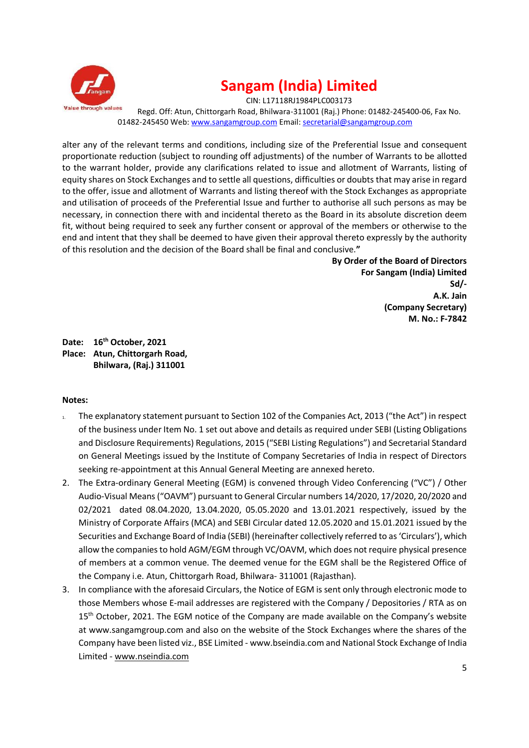alter any of the relevant terms and conditions, including size of the Preferential Issue and consequent proportionate reduction (subject to rounding off adjustments) of the number of Warrants to be allotted to the warrant holder, provide any clarifications related to issue and allotment of Warrants, listing of equity shares on Stock Exchanges and to settle all questions, difficulties or doubts that may arise in regard to the offer, issue and allotment of Warrants and listing thereof with the Stock Exchanges as appropriate and utilisation of proceeds of the Preferential Issue and further to authorise all such persons as may be necessary, in connection there with and incidental thereto as the Board in its absolute discretion deem fit, without being required to seek any further consent or approval of the members or otherwise to the end and intent that they shall be deemed to have given their approval thereto expressly by the authority of this resolution and the decision of the Board shall be final and conclusive.**"**

**By Order of the Board of Directors**
**For Sangam (India) Limited**
**Sd/-**
**A.K. Jain**
**(Company Secretary)**
**M. No.: F-7842**

**Date: 16th October, 2021**
**Place: Atun, Chittorgarh Road, Bhilwara, (Raj.) 311001**

**Notes:**

1. The explanatory statement pursuant to Section 102 of the Companies Act, 2013 ("the Act") in respect of the business under Item No. 1 set out above and details as required under SEBI (Listing Obligations and Disclosure Requirements) Regulations, 2015 ("SEBI Listing Regulations") and Secretarial Standard on General Meetings issued by the Institute of Company Secretaries of India in respect of Directors seeking re-appointment at this Annual General Meeting are annexed hereto.
2. The Extra-ordinary General Meeting (EGM) is convened through Video Conferencing ("VC") / Other Audio-Visual Means ("OAVM") pursuant to General Circular numbers 14/2020, 17/2020, 20/2020 and 02/2021 dated 08.04.2020, 13.04.2020, 05.05.2020 and 13.01.2021 respectively, issued by the Ministry of Corporate Affairs (MCA) and SEBI Circular dated 12.05.2020 and 15.01.2021 issued by the Securities and Exchange Board of India (SEBI) (hereinafter collectively referred to as 'Circulars'), which allow the companies to hold AGM/EGM through VC/OAVM, which does not require physical presence of members at a common venue. The deemed venue for the EGM shall be the Registered Office of the Company i.e. Atun, Chittorgarh Road, Bhilwara- 311001 (Rajasthan).
3. In compliance with the aforesaid Circulars, the Notice of EGM is sent only through electronic mode to those Members whose E-mail addresses are registered with the Company / Depositories / RTA as on 15th October, 2021. The EGM notice of the Company are made available on the Company's website at www.sangamgroup.com and also on the website of the Stock Exchanges where the shares of the Company have been listed viz., BSE Limited - www.bseindia.com and National Stock Exchange of India Limited - www.nseindia.com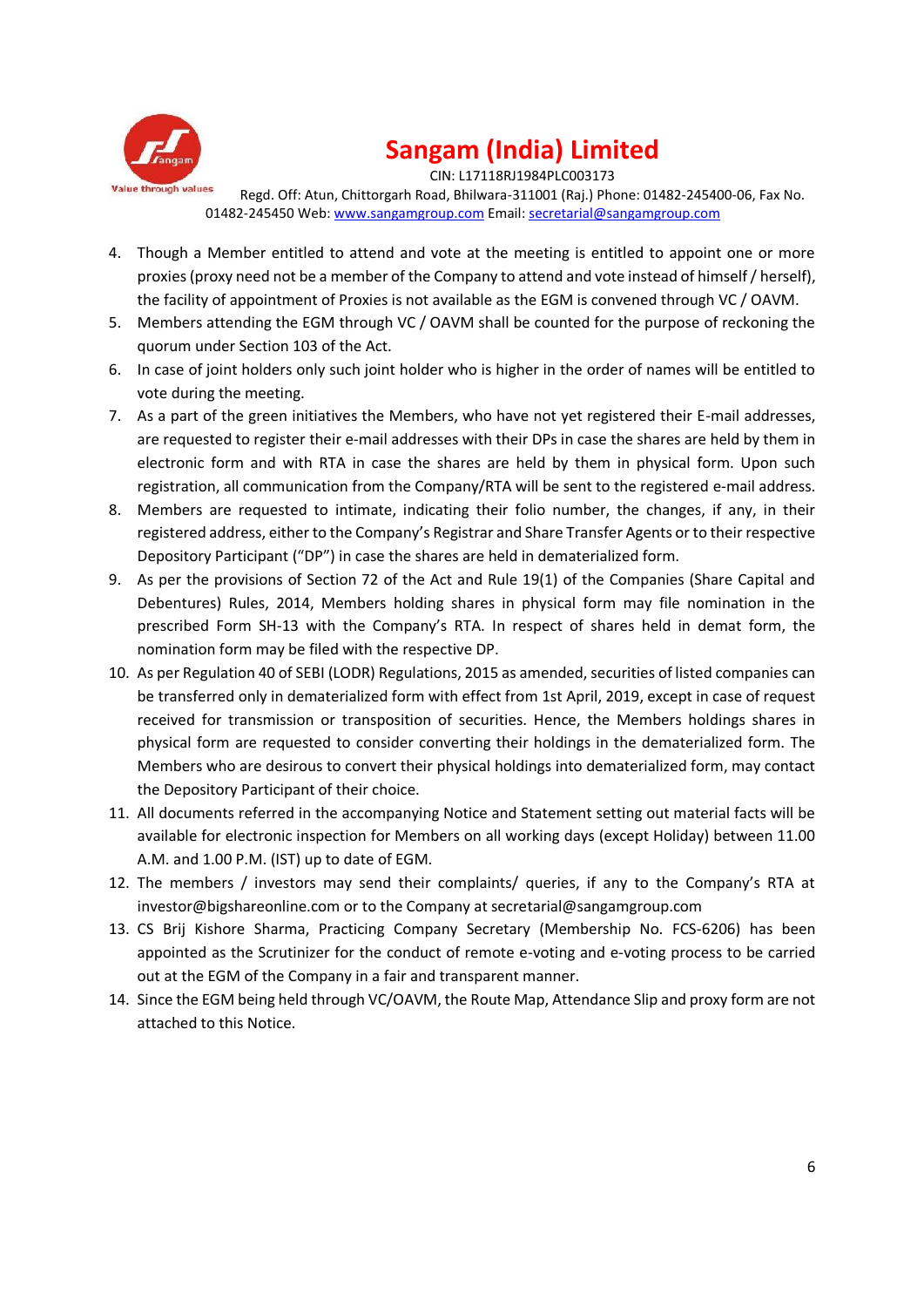4. Though a Member entitled to attend and vote at the meeting is entitled to appoint one or more proxies (proxy need not be a member of the Company to attend and vote instead of himself / herself), the facility of appointment of Proxies is not available as the EGM is convened through VC / OAVM.
5. Members attending the EGM through VC / OAVM shall be counted for the purpose of reckoning the quorum under Section 103 of the Act.
6. In case of joint holders only such joint holder who is higher in the order of names will be entitled to vote during the meeting.
7. As a part of the green initiatives the Members, who have not yet registered their E-mail addresses, are requested to register their e-mail addresses with their DPs in case the shares are held by them in electronic form and with RTA in case the shares are held by them in physical form. Upon such registration, all communication from the Company/RTA will be sent to the registered e-mail address.
8. Members are requested to intimate, indicating their folio number, the changes, if any, in their registered address, either to the Company's Registrar and Share Transfer Agents or to their respective Depository Participant ("DP") in case the shares are held in dematerialized form.
9. As per the provisions of Section 72 of the Act and Rule 19(1) of the Companies (Share Capital and Debentures) Rules, 2014, Members holding shares in physical form may file nomination in the prescribed Form SH-13 with the Company's RTA. In respect of shares held in demat form, the nomination form may be filed with the respective DP.
10. As per Regulation 40 of SEBI (LODR) Regulations, 2015 as amended, securities of listed companies can be transferred only in dematerialized form with effect from 1st April, 2019, except in case of request received for transmission or transposition of securities. Hence, the Members holdings shares in physical form are requested to consider converting their holdings in the dematerialized form. The Members who are desirous to convert their physical holdings into dematerialized form, may contact the Depository Participant of their choice.
11. All documents referred in the accompanying Notice and Statement setting out material facts will be available for electronic inspection for Members on all working days (except Holiday) between 11.00 A.M. and 1.00 P.M. (IST) up to date of EGM.
12. The members / investors may send their complaints/ queries, if any to the Company's RTA at investor@bigshareonline.com or to the Company at secretarial@sangamgroup.com
13. CS Brij Kishore Sharma, Practicing Company Secretary (Membership No. FCS-6206) has been appointed as the Scrutinizer for the conduct of remote e-voting and e-voting process to be carried out at the EGM of the Company in a fair and transparent manner.
14. Since the EGM being held through VC/OAVM, the Route Map, Attendance Slip and proxy form are not attached to this Notice.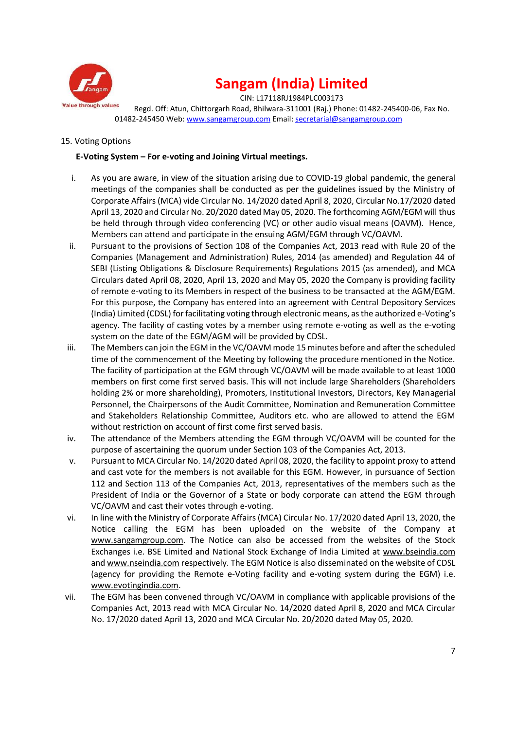15. Voting Options

**E-Voting System – For e-voting and Joining Virtual meetings.**

i. As you are aware, in view of the situation arising due to COVID-19 global pandemic, the general meetings of the companies shall be conducted as per the guidelines issued by the Ministry of Corporate Affairs (MCA) vide Circular No. 14/2020 dated April 8, 2020, Circular No.17/2020 dated April 13, 2020 and Circular No. 20/2020 dated May 05, 2020. The forthcoming AGM/EGM will thus be held through through video conferencing (VC) or other audio visual means (OAVM). Hence, Members can attend and participate in the ensuing AGM/EGM through VC/OAVM.

ii. Pursuant to the provisions of Section 108 of the Companies Act, 2013 read with Rule 20 of the Companies (Management and Administration) Rules, 2014 (as amended) and Regulation 44 of SEBI (Listing Obligations & Disclosure Requirements) Regulations 2015 (as amended), and MCA Circulars dated April 08, 2020, April 13, 2020 and May 05, 2020 the Company is providing facility of remote e-voting to its Members in respect of the business to be transacted at the AGM/EGM. For this purpose, the Company has entered into an agreement with Central Depository Services (India) Limited (CDSL) for facilitating voting through electronic means, as the authorized e-Voting's agency. The facility of casting votes by a member using remote e-voting as well as the e-voting system on the date of the EGM/AGM will be provided by CDSL.

iii. The Members can join the EGM in the VC/OAVM mode 15 minutes before and after the scheduled time of the commencement of the Meeting by following the procedure mentioned in the Notice. The facility of participation at the EGM through VC/OAVM will be made available to at least 1000 members on first come first served basis. This will not include large Shareholders (Shareholders holding 2% or more shareholding), Promoters, Institutional Investors, Directors, Key Managerial Personnel, the Chairpersons of the Audit Committee, Nomination and Remuneration Committee and Stakeholders Relationship Committee, Auditors etc. who are allowed to attend the EGM without restriction on account of first come first served basis.

iv. The attendance of the Members attending the EGM through VC/OAVM will be counted for the purpose of ascertaining the quorum under Section 103 of the Companies Act, 2013.

v. Pursuant to MCA Circular No. 14/2020 dated April 08, 2020, the facility to appoint proxy to attend and cast vote for the members is not available for this EGM. However, in pursuance of Section 112 and Section 113 of the Companies Act, 2013, representatives of the members such as the President of India or the Governor of a State or body corporate can attend the EGM through VC/OAVM and cast their votes through e-voting.

vi. In line with the Ministry of Corporate Affairs (MCA) Circular No. 17/2020 dated April 13, 2020, the Notice calling the EGM has been uploaded on the website of the Company at www.sangamgroup.com. The Notice can also be accessed from the websites of the Stock Exchanges i.e. BSE Limited and National Stock Exchange of India Limited at www.bseindia.com and www.nseindia.com respectively. The EGM Notice is also disseminated on the website of CDSL (agency for providing the Remote e-Voting facility and e-voting system during the EGM) i.e. www.evotingindia.com.

vii. The EGM has been convened through VC/OAVM in compliance with applicable provisions of the Companies Act, 2013 read with MCA Circular No. 14/2020 dated April 8, 2020 and MCA Circular No. 17/2020 dated April 13, 2020 and MCA Circular No. 20/2020 dated May 05, 2020.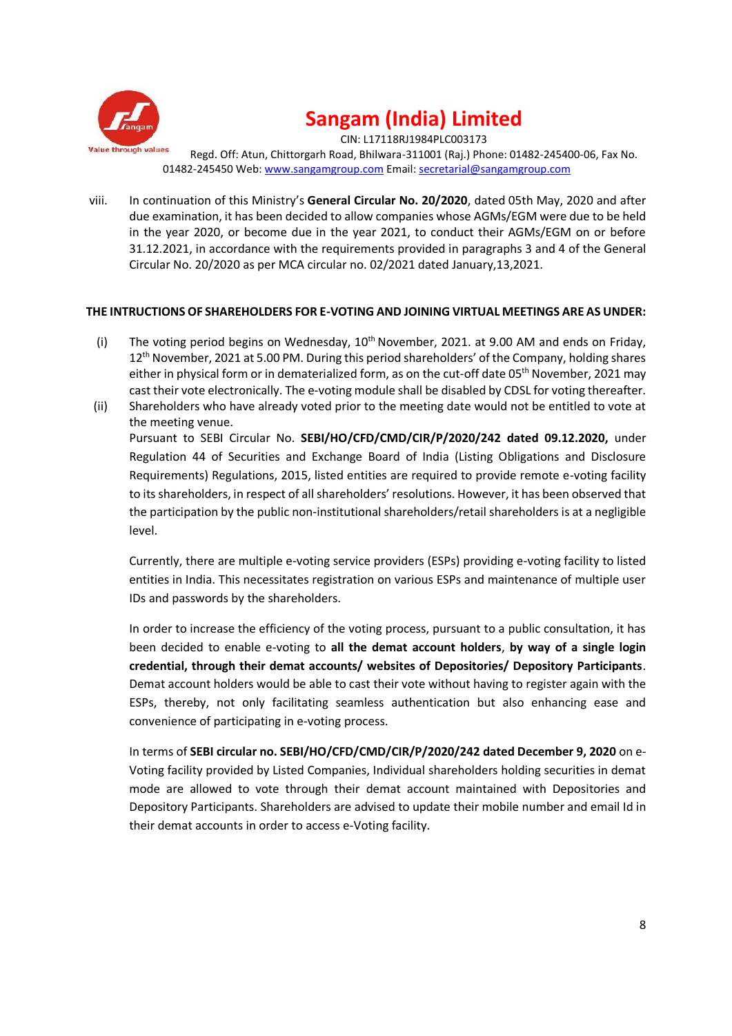viii. In continuation of this Ministry's **General Circular No. 20/2020**, dated 05th May, 2020 and after due examination, it has been decided to allow companies whose AGMs/EGM were due to be held in the year 2020, or become due in the year 2021, to conduct their AGMs/EGM on or before 31.12.2021, in accordance with the requirements provided in paragraphs 3 and 4 of the General Circular No. 20/2020 as per MCA circular no. 02/2021 dated January,13,2021.

**THE INTRUCTIONS OF SHAREHOLDERS FOR E-VOTING AND JOINING VIRTUAL MEETINGS ARE AS UNDER:**

(i) The voting period begins on Wednesday, 10th November, 2021. at 9.00 AM and ends on Friday, 12th November, 2021 at 5.00 PM. During this period shareholders' of the Company, holding shares either in physical form or in dematerialized form, as on the cut-off date 05th November, 2021 may cast their vote electronically. The e-voting module shall be disabled by CDSL for voting thereafter.

(ii) Shareholders who have already voted prior to the meeting date would not be entitled to vote at the meeting venue.

Pursuant to SEBI Circular No. **SEBI/HO/CFD/CMD/CIR/P/2020/242 dated 09.12.2020,** under Regulation 44 of Securities and Exchange Board of India (Listing Obligations and Disclosure Requirements) Regulations, 2015, listed entities are required to provide remote e-voting facility to its shareholders, in respect of all shareholders' resolutions. However, it has been observed that the participation by the public non-institutional shareholders/retail shareholders is at a negligible level.

Currently, there are multiple e-voting service providers (ESPs) providing e-voting facility to listed entities in India. This necessitates registration on various ESPs and maintenance of multiple user IDs and passwords by the shareholders.

In order to increase the efficiency of the voting process, pursuant to a public consultation, it has been decided to enable e-voting to **all the demat account holders**, **by way of a single login credential, through their demat accounts/ websites of Depositories/ Depository Participants**. Demat account holders would be able to cast their vote without having to register again with the ESPs, thereby, not only facilitating seamless authentication but also enhancing ease and convenience of participating in e-voting process.

In terms of **SEBI circular no. SEBI/HO/CFD/CMD/CIR/P/2020/242 dated December 9, 2020** on e-Voting facility provided by Listed Companies, Individual shareholders holding securities in demat mode are allowed to vote through their demat account maintained with Depositories and Depository Participants. Shareholders are advised to update their mobile number and email Id in their demat accounts in order to access e-Voting facility.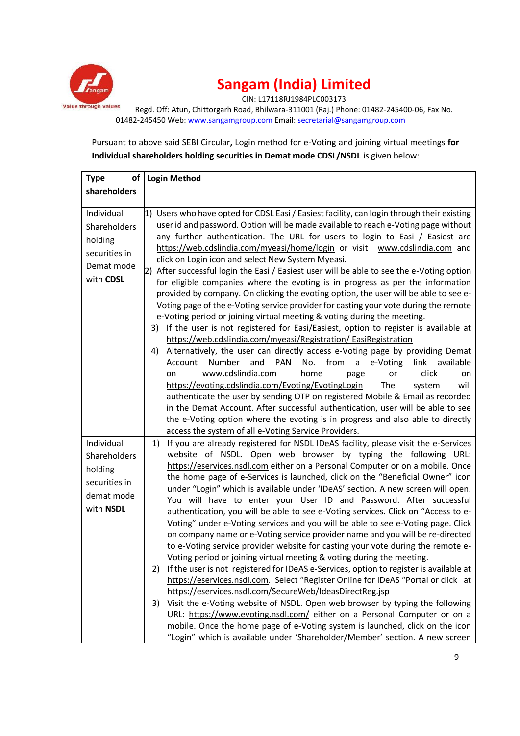Pursuant to above said SEBI Circular**,** Login method for e-Voting and joining virtual meetings **for Individual shareholders holding securities in Demat mode CDSL/NSDL** is given below:

| Type of shareholders | Login Method |
|---|---|
| Individual Shareholders holding securities in Demat mode with **CDSL** | 1) Users who have opted for CDSL Easi / Easiest facility, can login through their existing user id and password. Option will be made available to reach e-Voting page without any further authentication. The URL for users to login to Easi / Easiest are https://web.cdslindia.com/myeasi/home/login or visit www.cdslindia.com and click on Login icon and select New System Myeasi.<br>2) After successful login the Easi / Easiest user will be able to see the e-Voting option for eligible companies where the evoting is in progress as per the information provided by company. On clicking the evoting option, the user will be able to see e-Voting page of the e-Voting service provider for casting your vote during the remote e-Voting period or joining virtual meeting & voting during the meeting.<br>3) If the user is not registered for Easi/Easiest, option to register is available at https://web.cdslindia.com/myeasi/Registration/ EasiRegistration<br>4) Alternatively, the user can directly access e-Voting page by providing Demat Account Number and PAN No. from a e-Voting link available on www.cdslindia.com home page or click on https://evoting.cdslindia.com/Evoting/EvotingLogin The system will authenticate the user by sending OTP on registered Mobile & Email as recorded in the Demat Account. After successful authentication, user will be able to see the e-Voting option where the evoting is in progress and also able to directly access the system of all e-Voting Service Providers. |
| Individual Shareholders holding securities in demat mode with **NSDL** | 1) If you are already registered for NSDL IDeAS facility, please visit the e-Services website of NSDL. Open web browser by typing the following URL: https://eservices.nsdl.com either on a Personal Computer or on a mobile. Once the home page of e-Services is launched, click on the "Beneficial Owner" icon under "Login" which is available under 'IDeAS' section. A new screen will open. You will have to enter your User ID and Password. After successful authentication, you will be able to see e-Voting services. Click on "Access to e-Voting" under e-Voting services and you will be able to see e-Voting page. Click on company name or e-Voting service provider name and you will be re-directed to e-Voting service provider website for casting your vote during the remote e-Voting period or joining virtual meeting & voting during the meeting.<br>2) If the user is not registered for IDeAS e-Services, option to register is available at https://eservices.nsdl.com. Select "Register Online for IDeAS "Portal or click at https://eservices.nsdl.com/SecureWeb/IdeasDirectReg.jsp<br>3) Visit the e-Voting website of NSDL. Open web browser by typing the following URL: https://www.evoting.nsdl.com/ either on a Personal Computer or on a mobile. Once the home page of e-Voting system is launched, click on the icon "Login" which is available under 'Shareholder/Member' section. A new screen |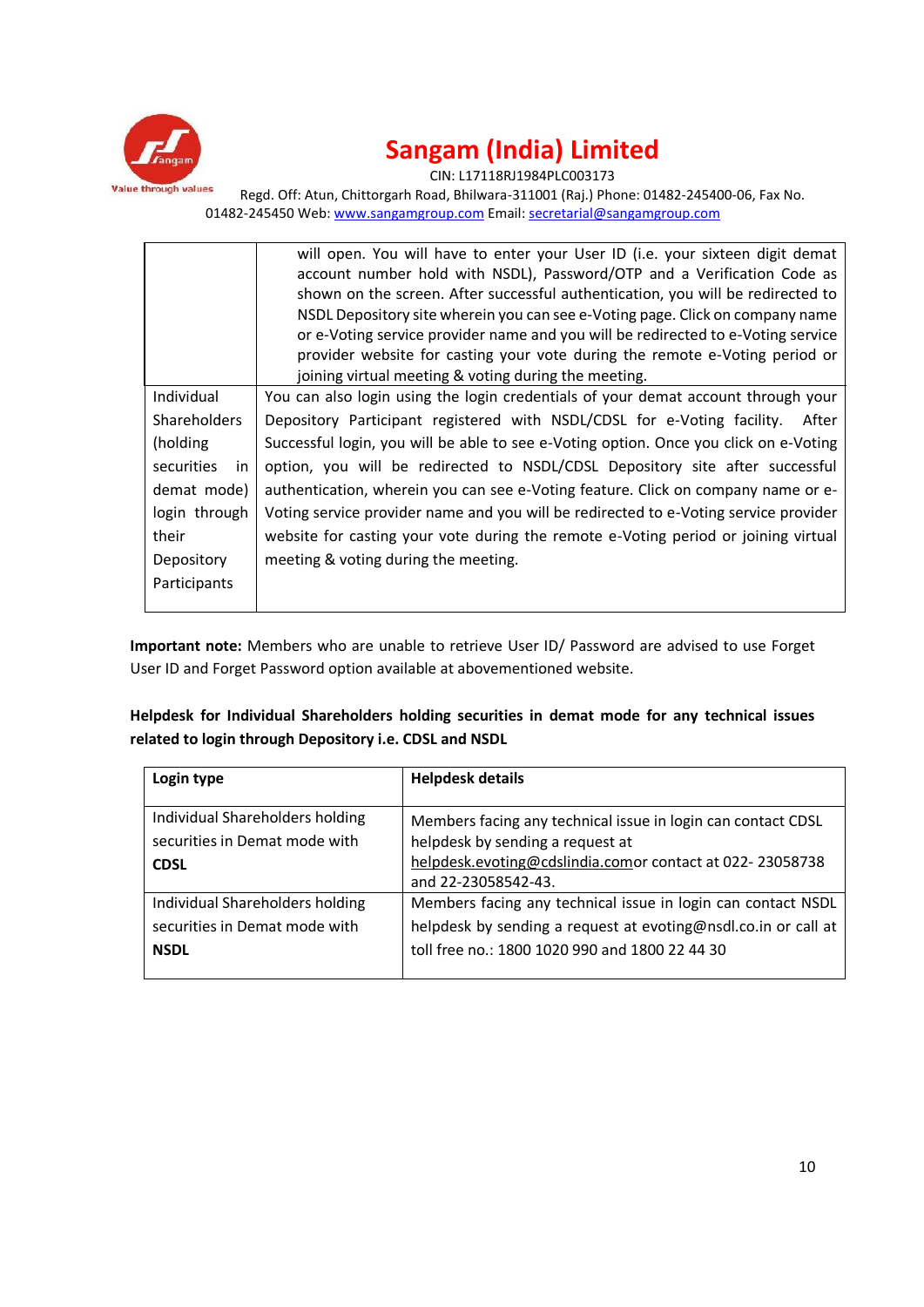| | |
|---|---|
| | will open. You will have to enter your User ID (i.e. your sixteen digit demat account number hold with NSDL), Password/OTP and a Verification Code as shown on the screen. After successful authentication, you will be redirected to NSDL Depository site wherein you can see e-Voting page. Click on company name or e-Voting service provider name and you will be redirected to e-Voting service provider website for casting your vote during the remote e-Voting period or joining virtual meeting & voting during the meeting. |
| Individual Shareholders (holding securities in demat mode) login through their Depository Participants | You can also login using the login credentials of your demat account through your Depository Participant registered with NSDL/CDSL for e-Voting facility. After Successful login, you will be able to see e-Voting option. Once you click on e-Voting option, you will be redirected to NSDL/CDSL Depository site after successful authentication, wherein you can see e-Voting feature. Click on company name or e-Voting service provider name and you will be redirected to e-Voting service provider website for casting your vote during the remote e-Voting period or joining virtual meeting & voting during the meeting. |

**Important note:** Members who are unable to retrieve User ID/ Password are advised to use Forget User ID and Forget Password option available at abovementioned website.

**Helpdesk for Individual Shareholders holding securities in demat mode for any technical issues related to login through Depository i.e. CDSL and NSDL**

| Login type | Helpdesk details |
|---|---|
| Individual Shareholders holding securities in Demat mode with **CDSL** | Members facing any technical issue in login can contact CDSL helpdesk by sending a request at helpdesk.evoting@cdslindia.comor contact at 022- 23058738 and 22-23058542-43. |
| Individual Shareholders holding securities in Demat mode with **NSDL** | Members facing any technical issue in login can contact NSDL helpdesk by sending a request at evoting@nsdl.co.in or call at toll free no.: 1800 1020 990 and 1800 22 44 30 |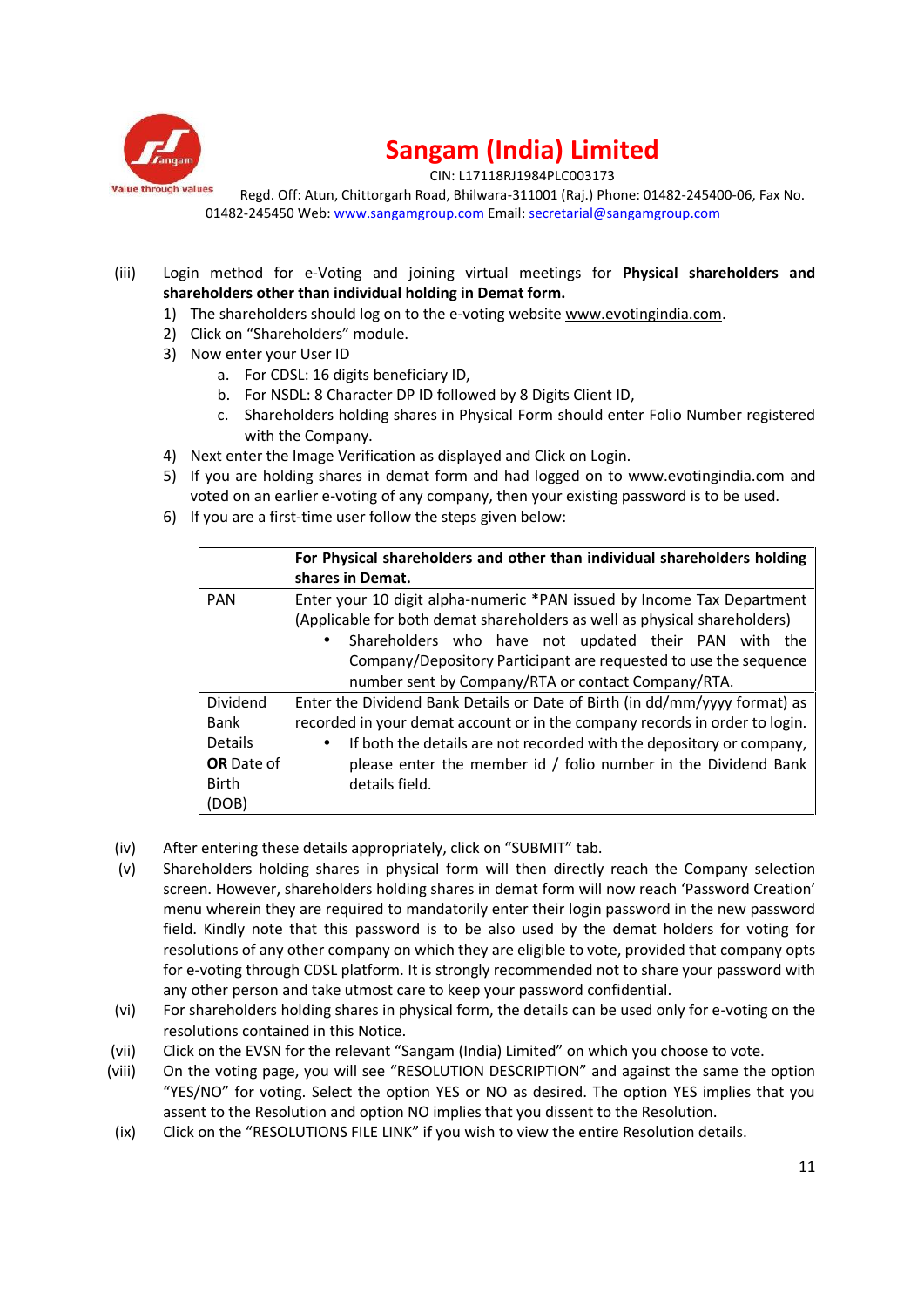(iii) Login method for e-Voting and joining virtual meetings for **Physical shareholders and shareholders other than individual holding in Demat form.**

1) The shareholders should log on to the e-voting website www.evotingindia.com.
2) Click on "Shareholders" module.
3) Now enter your User ID
   a. For CDSL: 16 digits beneficiary ID,
   b. For NSDL: 8 Character DP ID followed by 8 Digits Client ID,
   c. Shareholders holding shares in Physical Form should enter Folio Number registered with the Company.
4) Next enter the Image Verification as displayed and Click on Login.
5) If you are holding shares in demat form and had logged on to www.evotingindia.com and voted on an earlier e-voting of any company, then your existing password is to be used.
6) If you are a first-time user follow the steps given below:

| | **For Physical shareholders and other than individual shareholders holding shares in Demat.** |
|---|---|
| PAN | Enter your 10 digit alpha-numeric *PAN issued by Income Tax Department (Applicable for both demat shareholders as well as physical shareholders)<br>• Shareholders who have not updated their PAN with the Company/Depository Participant are requested to use the sequence number sent by Company/RTA or contact Company/RTA. |
| Dividend Bank Details **OR** Date of Birth (DOB) | Enter the Dividend Bank Details or Date of Birth (in dd/mm/yyyy format) as recorded in your demat account or in the company records in order to login.<br>• If both the details are not recorded with the depository or company, please enter the member id / folio number in the Dividend Bank details field. |

(iv) After entering these details appropriately, click on "SUBMIT" tab.

(v) Shareholders holding shares in physical form will then directly reach the Company selection screen. However, shareholders holding shares in demat form will now reach 'Password Creation' menu wherein they are required to mandatorily enter their login password in the new password field. Kindly note that this password is to be also used by the demat holders for voting for resolutions of any other company on which they are eligible to vote, provided that company opts for e-voting through CDSL platform. It is strongly recommended not to share your password with any other person and take utmost care to keep your password confidential.

(vi) For shareholders holding shares in physical form, the details can be used only for e-voting on the resolutions contained in this Notice.

(vii) Click on the EVSN for the relevant "Sangam (India) Limited" on which you choose to vote.

(viii) On the voting page, you will see "RESOLUTION DESCRIPTION" and against the same the option "YES/NO" for voting. Select the option YES or NO as desired. The option YES implies that you assent to the Resolution and option NO implies that you dissent to the Resolution.

(ix) Click on the "RESOLUTIONS FILE LINK" if you wish to view the entire Resolution details.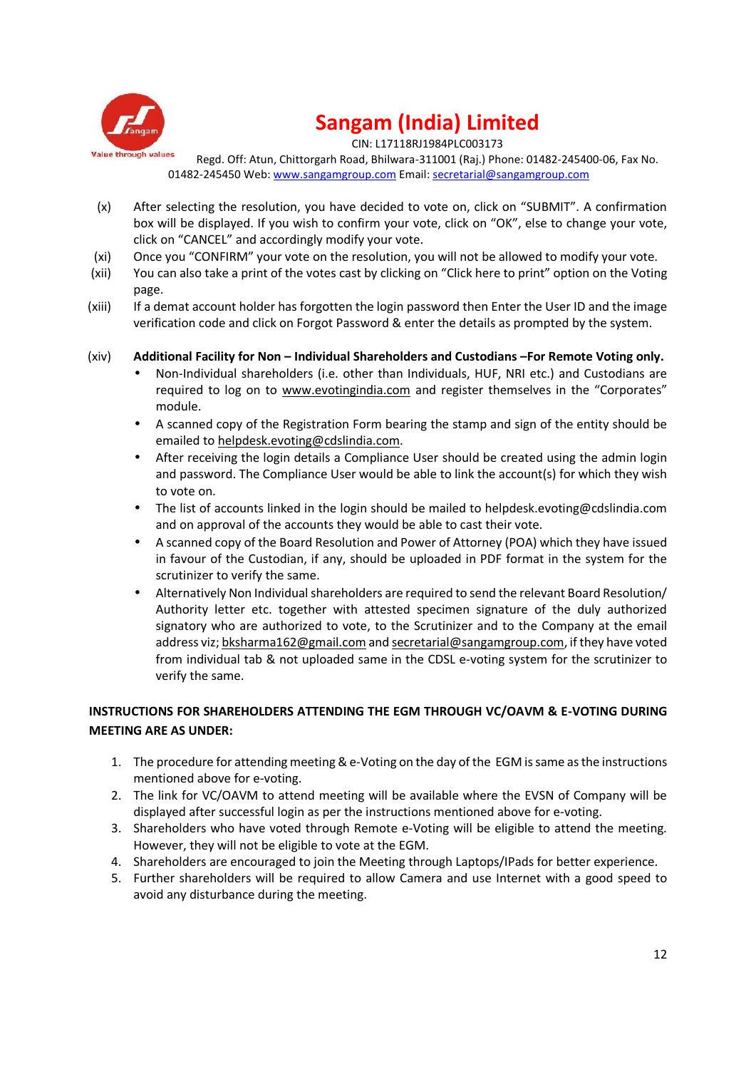(x) After selecting the resolution, you have decided to vote on, click on "SUBMIT". A confirmation box will be displayed. If you wish to confirm your vote, click on "OK", else to change your vote, click on "CANCEL" and accordingly modify your vote.

(xi) Once you "CONFIRM" your vote on the resolution, you will not be allowed to modify your vote.

(xii) You can also take a print of the votes cast by clicking on "Click here to print" option on the Voting page.

(xiii) If a demat account holder has forgotten the login password then Enter the User ID and the image verification code and click on Forgot Password & enter the details as prompted by the system.

(xiv) **Additional Facility for Non – Individual Shareholders and Custodians –For Remote Voting only.**

- Non-Individual shareholders (i.e. other than Individuals, HUF, NRI etc.) and Custodians are required to log on to www.evotingindia.com and register themselves in the "Corporates" module.
- A scanned copy of the Registration Form bearing the stamp and sign of the entity should be emailed to helpdesk.evoting@cdslindia.com.
- After receiving the login details a Compliance User should be created using the admin login and password. The Compliance User would be able to link the account(s) for which they wish to vote on.
- The list of accounts linked in the login should be mailed to helpdesk.evoting@cdslindia.com and on approval of the accounts they would be able to cast their vote.
- A scanned copy of the Board Resolution and Power of Attorney (POA) which they have issued in favour of the Custodian, if any, should be uploaded in PDF format in the system for the scrutinizer to verify the same.
- Alternatively Non Individual shareholders are required to send the relevant Board Resolution/ Authority letter etc. together with attested specimen signature of the duly authorized signatory who are authorized to vote, to the Scrutinizer and to the Company at the email address viz; bksharma162@gmail.com and secretarial@sangamgroup.com, if they have voted from individual tab & not uploaded same in the CDSL e-voting system for the scrutinizer to verify the same.

**INSTRUCTIONS FOR SHAREHOLDERS ATTENDING THE EGM THROUGH VC/OAVM & E-VOTING DURING MEETING ARE AS UNDER:**

1. The procedure for attending meeting & e-Voting on the day of the EGM is same as the instructions mentioned above for e-voting.
2. The link for VC/OAVM to attend meeting will be available where the EVSN of Company will be displayed after successful login as per the instructions mentioned above for e-voting.
3. Shareholders who have voted through Remote e-Voting will be eligible to attend the meeting. However, they will not be eligible to vote at the EGM.
4. Shareholders are encouraged to join the Meeting through Laptops/IPads for better experience.
5. Further shareholders will be required to allow Camera and use Internet with a good speed to avoid any disturbance during the meeting.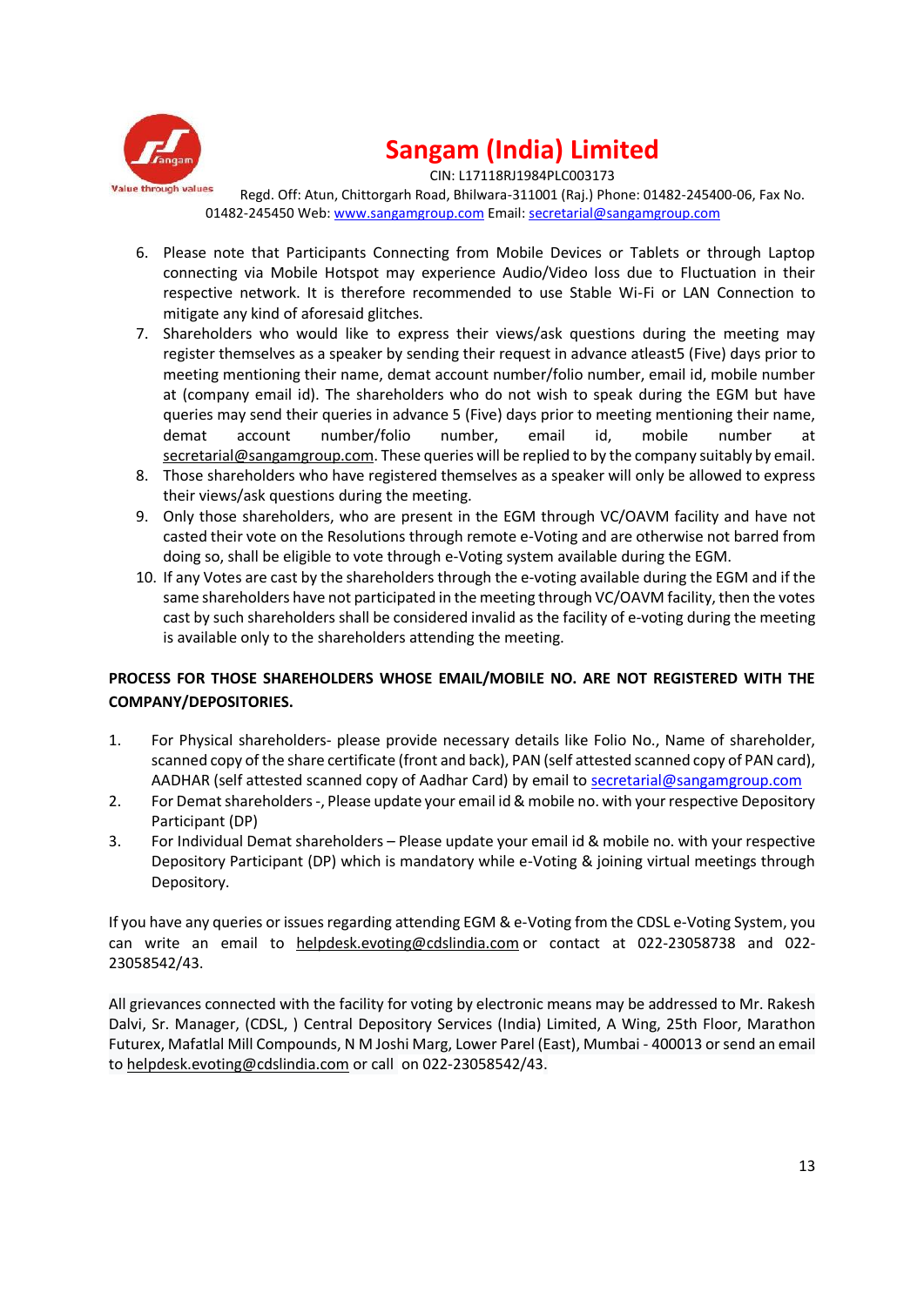6. Please note that Participants Connecting from Mobile Devices or Tablets or through Laptop connecting via Mobile Hotspot may experience Audio/Video loss due to Fluctuation in their respective network. It is therefore recommended to use Stable Wi-Fi or LAN Connection to mitigate any kind of aforesaid glitches.
7. Shareholders who would like to express their views/ask questions during the meeting may register themselves as a speaker by sending their request in advance atleast5 (Five) days prior to meeting mentioning their name, demat account number/folio number, email id, mobile number at (company email id). The shareholders who do not wish to speak during the EGM but have queries may send their queries in advance 5 (Five) days prior to meeting mentioning their name, demat account number/folio number, email id, mobile number at secretarial@sangamgroup.com. These queries will be replied to by the company suitably by email.
8. Those shareholders who have registered themselves as a speaker will only be allowed to express their views/ask questions during the meeting.
9. Only those shareholders, who are present in the EGM through VC/OAVM facility and have not casted their vote on the Resolutions through remote e-Voting and are otherwise not barred from doing so, shall be eligible to vote through e-Voting system available during the EGM.
10. If any Votes are cast by the shareholders through the e-voting available during the EGM and if the same shareholders have not participated in the meeting through VC/OAVM facility, then the votes cast by such shareholders shall be considered invalid as the facility of e-voting during the meeting is available only to the shareholders attending the meeting.

**PROCESS FOR THOSE SHAREHOLDERS WHOSE EMAIL/MOBILE NO. ARE NOT REGISTERED WITH THE COMPANY/DEPOSITORIES.**

1. For Physical shareholders- please provide necessary details like Folio No., Name of shareholder, scanned copy of the share certificate (front and back), PAN (self attested scanned copy of PAN card), AADHAR (self attested scanned copy of Aadhar Card) by email to secretarial@sangamgroup.com
2. For Demat shareholders -, Please update your email id & mobile no. with your respective Depository Participant (DP)
3. For Individual Demat shareholders – Please update your email id & mobile no. with your respective Depository Participant (DP) which is mandatory while e-Voting & joining virtual meetings through Depository.

If you have any queries or issues regarding attending EGM & e-Voting from the CDSL e-Voting System, you can write an email to helpdesk.evoting@cdslindia.com or contact at 022-23058738 and 022-23058542/43.

All grievances connected with the facility for voting by electronic means may be addressed to Mr. Rakesh Dalvi, Sr. Manager, (CDSL, ) Central Depository Services (India) Limited, A Wing, 25th Floor, Marathon Futurex, Mafatlal Mill Compounds, N M Joshi Marg, Lower Parel (East), Mumbai - 400013 or send an email to helpdesk.evoting@cdslindia.com or call on 022-23058542/43.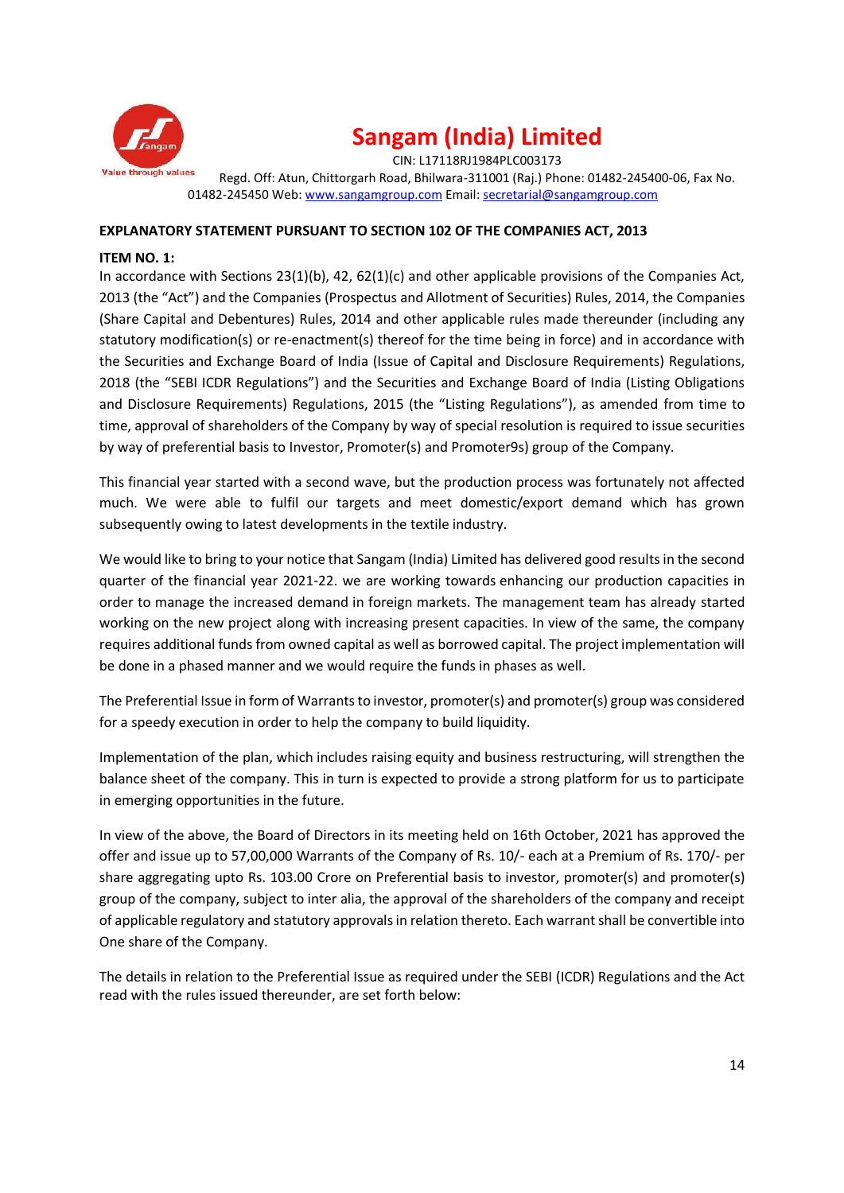# Sangam (India) Limited

CIN: L17118RJ1984PLC003173

Regd. Off: Atun, Chittorgarh Road, Bhilwara-311001 (Raj.) Phone: 01482-245400-06, Fax No. 01482-245450 Web: www.sangamgroup.com Email: secretarial@sangamgroup.com

**EXPLANATORY STATEMENT PURSUANT TO SECTION 102 OF THE COMPANIES ACT, 2013**

**ITEM NO. 1:**

In accordance with Sections 23(1)(b), 42, 62(1)(c) and other applicable provisions of the Companies Act, 2013 (the "Act") and the Companies (Prospectus and Allotment of Securities) Rules, 2014, the Companies (Share Capital and Debentures) Rules, 2014 and other applicable rules made thereunder (including any statutory modification(s) or re-enactment(s) thereof for the time being in force) and in accordance with the Securities and Exchange Board of India (Issue of Capital and Disclosure Requirements) Regulations, 2018 (the "SEBI ICDR Regulations") and the Securities and Exchange Board of India (Listing Obligations and Disclosure Requirements) Regulations, 2015 (the "Listing Regulations"), as amended from time to time, approval of shareholders of the Company by way of special resolution is required to issue securities by way of preferential basis to Investor, Promoter(s) and Promoter9s) group of the Company.

This financial year started with a second wave, but the production process was fortunately not affected much. We were able to fulfil our targets and meet domestic/export demand which has grown subsequently owing to latest developments in the textile industry.

We would like to bring to your notice that Sangam (India) Limited has delivered good results in the second quarter of the financial year 2021-22. we are working towards enhancing our production capacities in order to manage the increased demand in foreign markets. The management team has already started working on the new project along with increasing present capacities. In view of the same, the company requires additional funds from owned capital as well as borrowed capital. The project implementation will be done in a phased manner and we would require the funds in phases as well.

The Preferential Issue in form of Warrants to investor, promoter(s) and promoter(s) group was considered for a speedy execution in order to help the company to build liquidity.

Implementation of the plan, which includes raising equity and business restructuring, will strengthen the balance sheet of the company. This in turn is expected to provide a strong platform for us to participate in emerging opportunities in the future.

In view of the above, the Board of Directors in its meeting held on 16th October, 2021 has approved the offer and issue up to 57,00,000 Warrants of the Company of Rs. 10/- each at a Premium of Rs. 170/- per share aggregating upto Rs. 103.00 Crore on Preferential basis to investor, promoter(s) and promoter(s) group of the company, subject to inter alia, the approval of the shareholders of the company and receipt of applicable regulatory and statutory approvals in relation thereto. Each warrant shall be convertible into One share of the Company.

The details in relation to the Preferential Issue as required under the SEBI (ICDR) Regulations and the Act read with the rules issued thereunder, are set forth below: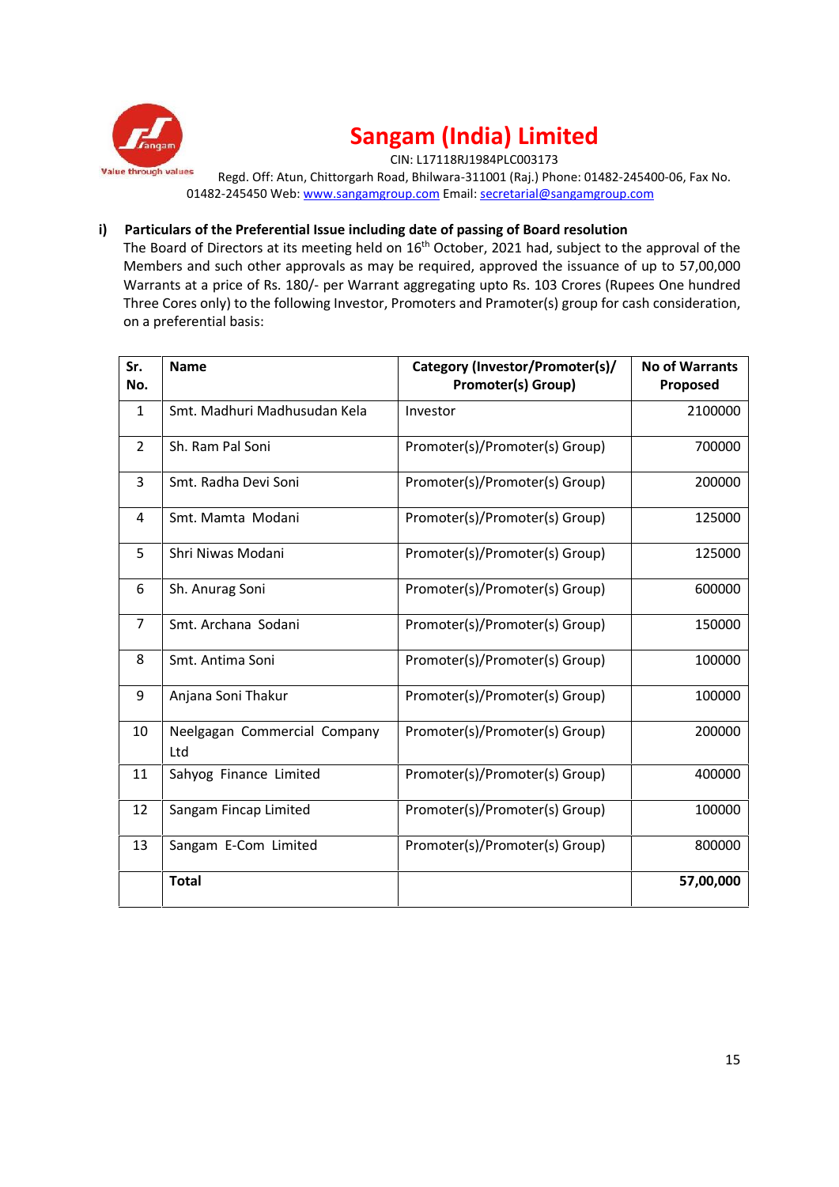# Sangam (India) Limited

CIN: L17118RJ1984PLC003173

Regd. Off: Atun, Chittorgarh Road, Bhilwara-311001 (Raj.) Phone: 01482-245400-06, Fax No. 01482-245450 Web: www.sangamgroup.com Email: secretarial@sangamgroup.com

**i) Particulars of the Preferential Issue including date of passing of Board resolution**

The Board of Directors at its meeting held on 16th October, 2021 had, subject to the approval of the Members and such other approvals as may be required, approved the issuance of up to 57,00,000 Warrants at a price of Rs. 180/- per Warrant aggregating upto Rs. 103 Crores (Rupees One hundred Three Cores only) to the following Investor, Promoters and Pramoter(s) group for cash consideration, on a preferential basis:

| Sr. No. | Name | Category (Investor/Promoter(s)/ Promoter(s) Group) | No of Warrants Proposed |
|---|---|---|---|
| 1 | Smt. Madhuri Madhusudan Kela | Investor | 2100000 |
| 2 | Sh. Ram Pal Soni | Promoter(s)/Promoter(s) Group) | 700000 |
| 3 | Smt. Radha Devi Soni | Promoter(s)/Promoter(s) Group) | 200000 |
| 4 | Smt. Mamta Modani | Promoter(s)/Promoter(s) Group) | 125000 |
| 5 | Shri Niwas Modani | Promoter(s)/Promoter(s) Group) | 125000 |
| 6 | Sh. Anurag Soni | Promoter(s)/Promoter(s) Group) | 600000 |
| 7 | Smt. Archana Sodani | Promoter(s)/Promoter(s) Group) | 150000 |
| 8 | Smt. Antima Soni | Promoter(s)/Promoter(s) Group) | 100000 |
| 9 | Anjana Soni Thakur | Promoter(s)/Promoter(s) Group) | 100000 |
| 10 | Neelgagan Commercial Company Ltd | Promoter(s)/Promoter(s) Group) | 200000 |
| 11 | Sahyog Finance Limited | Promoter(s)/Promoter(s) Group) | 400000 |
| 12 | Sangam Fincap Limited | Promoter(s)/Promoter(s) Group) | 100000 |
| 13 | Sangam E-Com Limited | Promoter(s)/Promoter(s) Group) | 800000 |
| | **Total** | | **57,00,000** |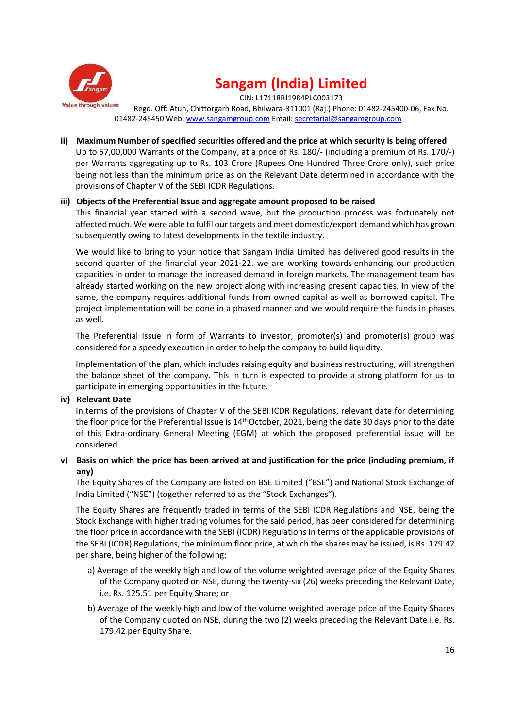# Sangam (India) Limited

CIN: L17118RJ1984PLC003173

Regd. Off: Atun, Chittorgarh Road, Bhilwara-311001 (Raj.) Phone: 01482-245400-06, Fax No. 01482-245450 Web: www.sangamgroup.com Email: secretarial@sangamgroup.com

**ii) Maximum Number of specified securities offered and the price at which security is being offered**

Up to 57,00,000 Warrants of the Company, at a price of Rs. 180/- (including a premium of Rs. 170/-) per Warrants aggregating up to Rs. 103 Crore (Rupees One Hundred Three Crore only), such price being not less than the minimum price as on the Relevant Date determined in accordance with the provisions of Chapter V of the SEBI ICDR Regulations.

**iii) Objects of the Preferential Issue and aggregate amount proposed to be raised**

This financial year started with a second wave, but the production process was fortunately not affected much. We were able to fulfil our targets and meet domestic/export demand which has grown subsequently owing to latest developments in the textile industry.

We would like to bring to your notice that Sangam India Limited has delivered good results in the second quarter of the financial year 2021-22. we are working towards enhancing our production capacities in order to manage the increased demand in foreign markets. The management team has already started working on the new project along with increasing present capacities. In view of the same, the company requires additional funds from owned capital as well as borrowed capital. The project implementation will be done in a phased manner and we would require the funds in phases as well.

The Preferential Issue in form of Warrants to investor, promoter(s) and promoter(s) group was considered for a speedy execution in order to help the company to build liquidity.

Implementation of the plan, which includes raising equity and business restructuring, will strengthen the balance sheet of the company. This in turn is expected to provide a strong platform for us to participate in emerging opportunities in the future.

**iv) Relevant Date**

In terms of the provisions of Chapter V of the SEBI ICDR Regulations, relevant date for determining the floor price for the Preferential Issue is 14th October, 2021, being the date 30 days prior to the date of this Extra-ordinary General Meeting (EGM) at which the proposed preferential issue will be considered.

**v) Basis on which the price has been arrived at and justification for the price (including premium, if any)**

The Equity Shares of the Company are listed on BSE Limited ("BSE") and National Stock Exchange of India Limited ("NSE") (together referred to as the "Stock Exchanges").

The Equity Shares are frequently traded in terms of the SEBI ICDR Regulations and NSE, being the Stock Exchange with higher trading volumes for the said period, has been considered for determining the floor price in accordance with the SEBI (ICDR) Regulations In terms of the applicable provisions of the SEBI (ICDR) Regulations, the minimum floor price, at which the shares may be issued, is Rs. 179.42 per share, being higher of the following:

a) Average of the weekly high and low of the volume weighted average price of the Equity Shares of the Company quoted on NSE, during the twenty-six (26) weeks preceding the Relevant Date, i.e. Rs. 125.51 per Equity Share; or

b) Average of the weekly high and low of the volume weighted average price of the Equity Shares of the Company quoted on NSE, during the two (2) weeks preceding the Relevant Date i.e. Rs. 179.42 per Equity Share.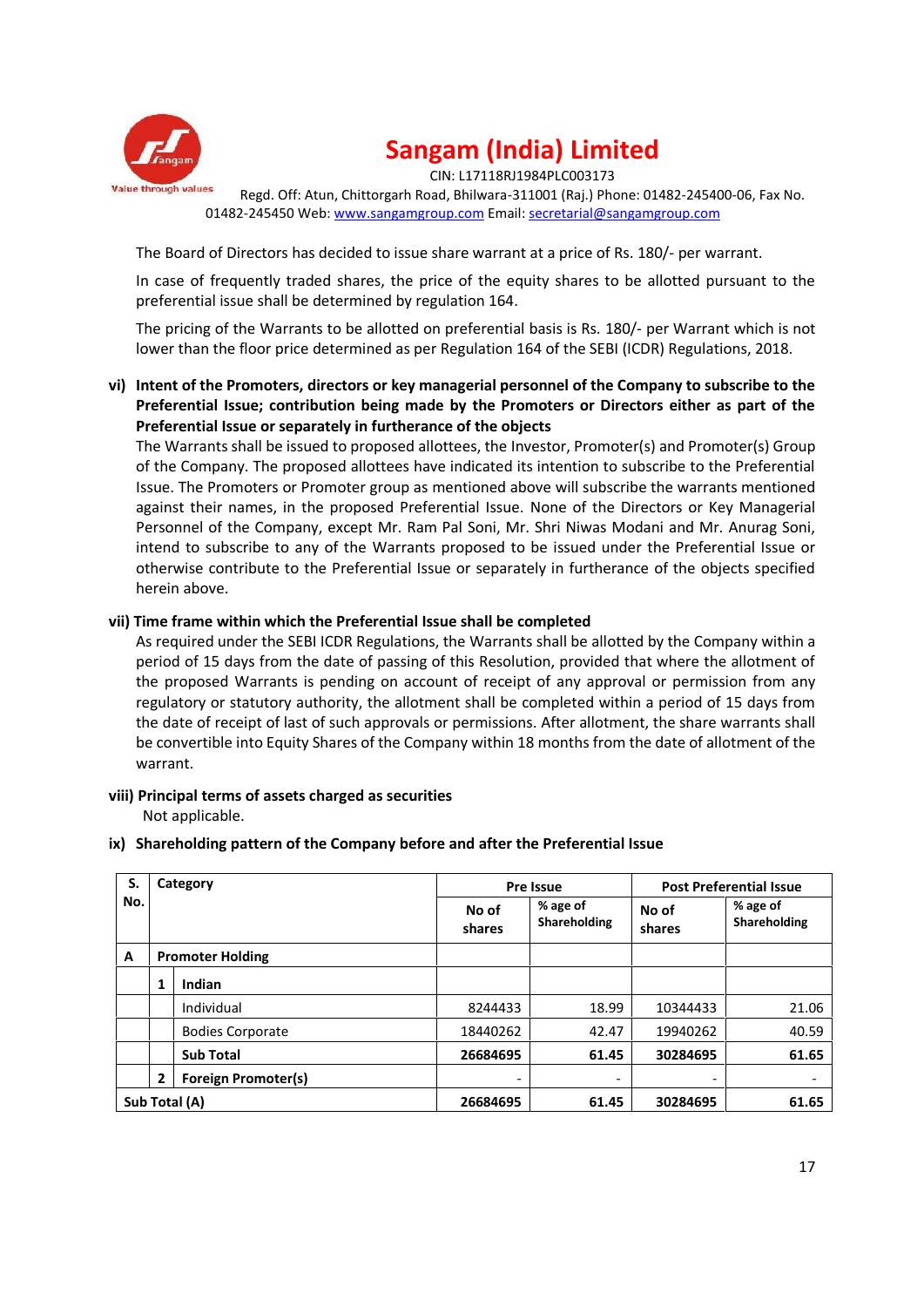The Board of Directors has decided to issue share warrant at a price of Rs. 180/- per warrant.

In case of frequently traded shares, the price of the equity shares to be allotted pursuant to the preferential issue shall be determined by regulation 164.

The pricing of the Warrants to be allotted on preferential basis is Rs. 180/- per Warrant which is not lower than the floor price determined as per Regulation 164 of the SEBI (ICDR) Regulations, 2018.

**vi) Intent of the Promoters, directors or key managerial personnel of the Company to subscribe to the Preferential Issue; contribution being made by the Promoters or Directors either as part of the Preferential Issue or separately in furtherance of the objects**

The Warrants shall be issued to proposed allottees, the Investor, Promoter(s) and Promoter(s) Group of the Company. The proposed allottees have indicated its intention to subscribe to the Preferential Issue. The Promoters or Promoter group as mentioned above will subscribe the warrants mentioned against their names, in the proposed Preferential Issue. None of the Directors or Key Managerial Personnel of the Company, except Mr. Ram Pal Soni, Mr. Shri Niwas Modani and Mr. Anurag Soni, intend to subscribe to any of the Warrants proposed to be issued under the Preferential Issue or otherwise contribute to the Preferential Issue or separately in furtherance of the objects specified herein above.

**vii) Time frame within which the Preferential Issue shall be completed**

As required under the SEBI ICDR Regulations, the Warrants shall be allotted by the Company within a period of 15 days from the date of passing of this Resolution, provided that where the allotment of the proposed Warrants is pending on account of receipt of any approval or permission from any regulatory or statutory authority, the allotment shall be completed within a period of 15 days from the date of receipt of last of such approvals or permissions. After allotment, the share warrants shall be convertible into Equity Shares of the Company within 18 months from the date of allotment of the warrant.

**viii) Principal terms of assets charged as securities**

Not applicable.

**ix) Shareholding pattern of the Company before and after the Preferential Issue**

| S. No. | | Category | Pre Issue | | Post Preferential Issue | |
|---|---|---|---|---|---|---|
| | | | No of shares | % age of Shareholding | No of shares | % age of Shareholding |
| A | | **Promoter Holding** | | | | |
| | 1 | **Indian** | | | | |
| | | Individual | 8244433 | 18.99 | 10344433 | 21.06 |
| | | Bodies Corporate | 18440262 | 42.47 | 19940262 | 40.59 |
| | | **Sub Total** | **26684695** | **61.45** | **30284695** | **61.65** |
| | 2 | **Foreign Promoter(s)** | - | - | - | - |
| **Sub Total (A)** | | | **26684695** | **61.45** | **30284695** | **61.65** |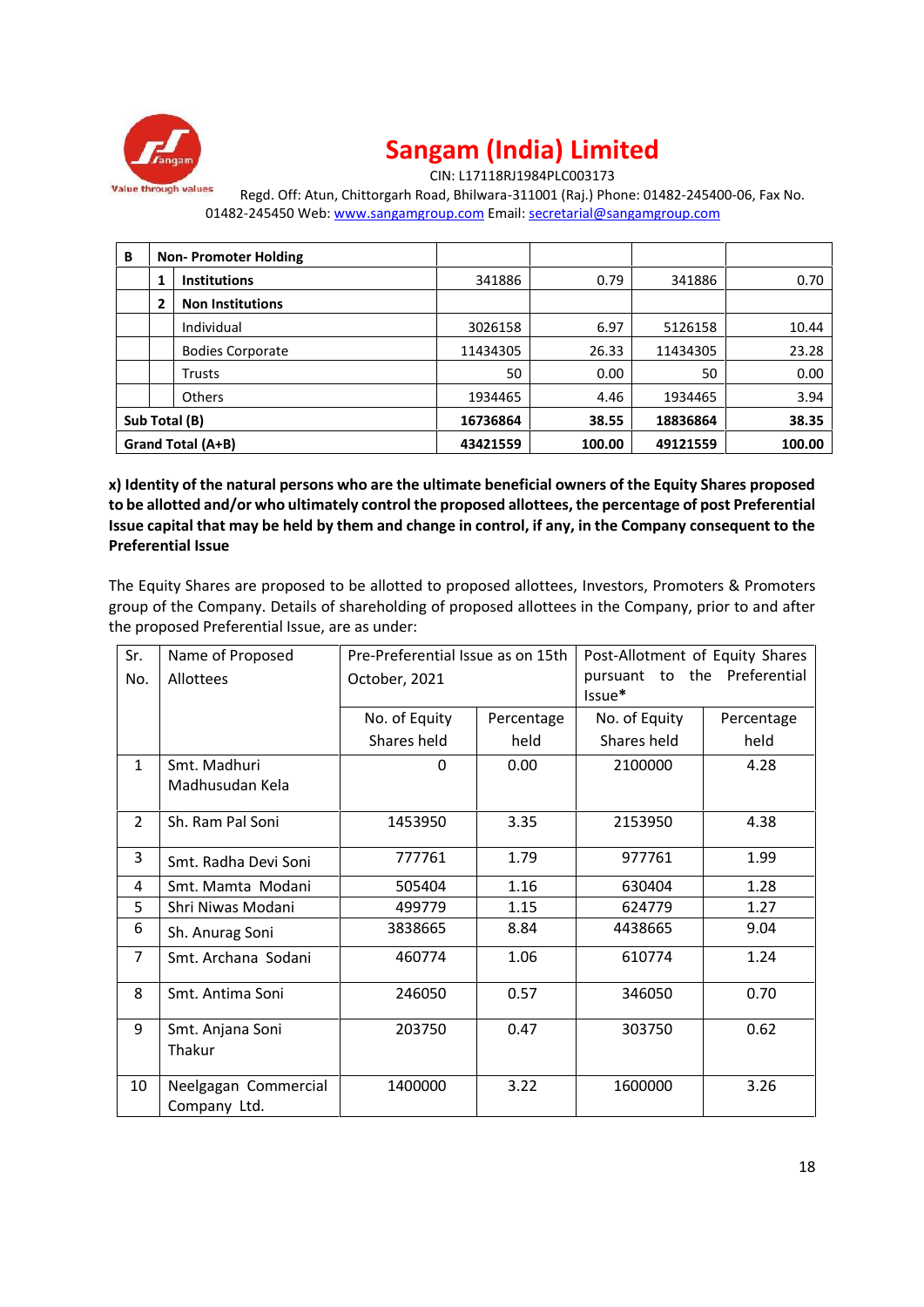# Sangam (India) Limited

CIN: L17118RJ1984PLC003173

Regd. Off: Atun, Chittorgarh Road, Bhilwara-311001 (Raj.) Phone: 01482-245400-06, Fax No. 01482-245450 Web: www.sangamgroup.com Email: secretarial@sangamgroup.com

| B | Non- Promoter Holding | | | | | |
|---|---|---|---|---|---|---|
| | 1 | Institutions | 341886 | 0.79 | 341886 | 0.70 |
| | 2 | Non Institutions | | | | |
| | | Individual | 3026158 | 6.97 | 5126158 | 10.44 |
| | | Bodies Corporate | 11434305 | 26.33 | 11434305 | 23.28 |
| | | Trusts | 50 | 0.00 | 50 | 0.00 |
| | | Others | 1934465 | 4.46 | 1934465 | 3.94 |
| **Sub Total (B)** | | | **16736864** | **38.55** | **18836864** | **38.35** |
| **Grand Total (A+B)** | | | **43421559** | **100.00** | **49121559** | **100.00** |

**x) Identity of the natural persons who are the ultimate beneficial owners of the Equity Shares proposed to be allotted and/or who ultimately control the proposed allottees, the percentage of post Preferential Issue capital that may be held by them and change in control, if any, in the Company consequent to the Preferential Issue**

The Equity Shares are proposed to be allotted to proposed allottees, Investors, Promoters & Promoters group of the Company. Details of shareholding of proposed allottees in the Company, prior to and after the proposed Preferential Issue, are as under:

| Sr. No. | Name of Proposed Allottees | Pre-Preferential Issue as on 15th October, 2021 | | Post-Allotment of Equity Shares pursuant to the Preferential Issue* | |
|---|---|---|---|---|---|
| | | No. of Equity Shares held | Percentage held | No. of Equity Shares held | Percentage held |
| 1 | Smt. Madhuri Madhusudan Kela | 0 | 0.00 | 2100000 | 4.28 |
| 2 | Sh. Ram Pal Soni | 1453950 | 3.35 | 2153950 | 4.38 |
| 3 | Smt. Radha Devi Soni | 777761 | 1.79 | 977761 | 1.99 |
| 4 | Smt. Mamta Modani | 505404 | 1.16 | 630404 | 1.28 |
| 5 | Shri Niwas Modani | 499779 | 1.15 | 624779 | 1.27 |
| 6 | Sh. Anurag Soni | 3838665 | 8.84 | 4438665 | 9.04 |
| 7 | Smt. Archana Sodani | 460774 | 1.06 | 610774 | 1.24 |
| 8 | Smt. Antima Soni | 246050 | 0.57 | 346050 | 0.70 |
| 9 | Smt. Anjana Soni Thakur | 203750 | 0.47 | 303750 | 0.62 |
| 10 | Neelgagan Commercial Company Ltd. | 1400000 | 3.22 | 1600000 | 3.26 |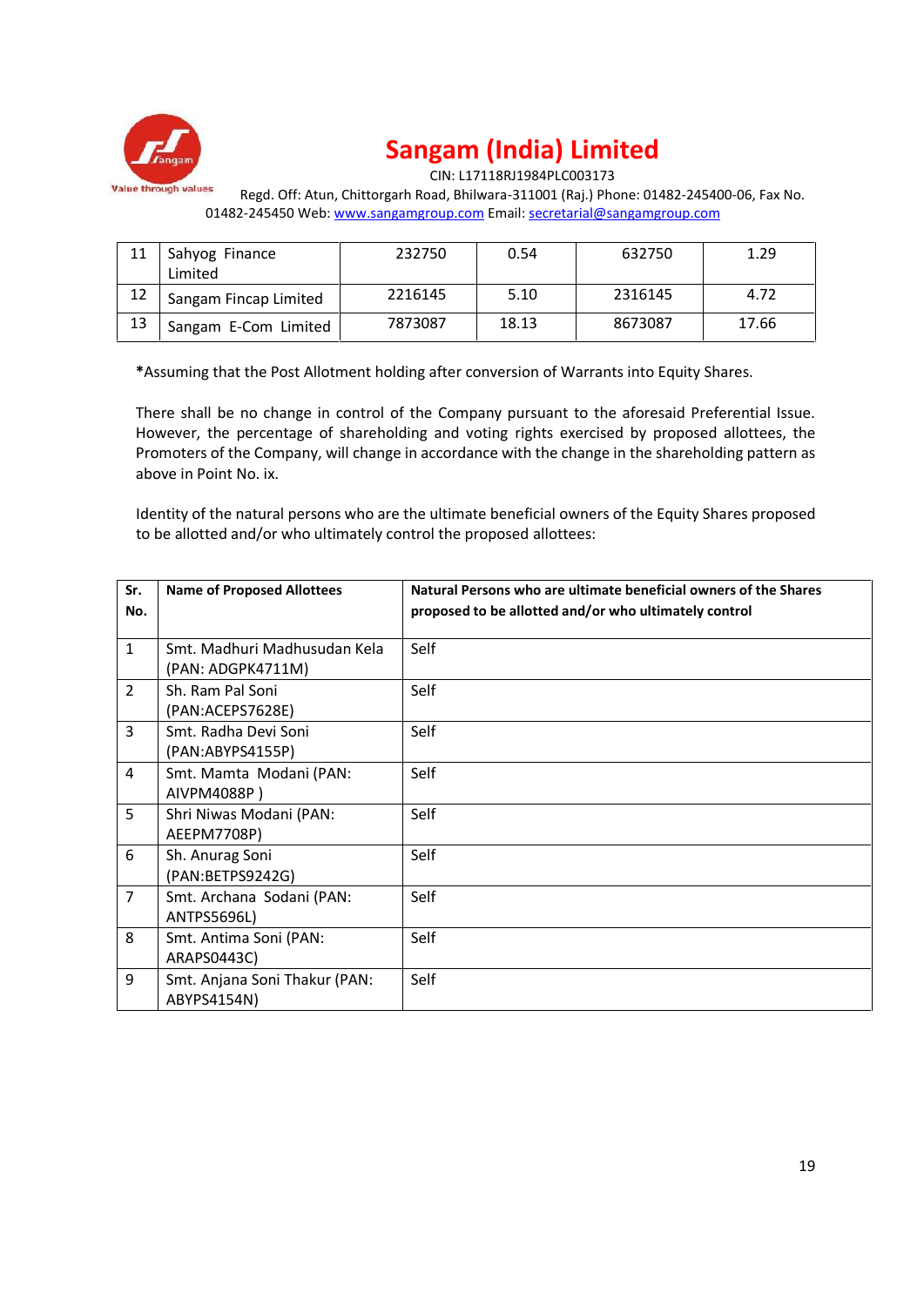# Sangam (India) Limited

CIN: L17118RJ1984PLC003173

Regd. Off: Atun, Chittorgarh Road, Bhilwara-311001 (Raj.) Phone: 01482-245400-06, Fax No. 01482-245450 Web: www.sangamgroup.com Email: secretarial@sangamgroup.com

| | | | | | |
|---|---|---|---|---|---|
| 11 | Sahyog Finance Limited | 232750 | 0.54 | 632750 | 1.29 |
| 12 | Sangam Fincap Limited | 2216145 | 5.10 | 2316145 | 4.72 |
| 13 | Sangam E-Com Limited | 7873087 | 18.13 | 8673087 | 17.66 |

*Assuming that the Post Allotment holding after conversion of Warrants into Equity Shares.

There shall be no change in control of the Company pursuant to the aforesaid Preferential Issue. However, the percentage of shareholding and voting rights exercised by proposed allottees, the Promoters of the Company, will change in accordance with the change in the shareholding pattern as above in Point No. ix.

Identity of the natural persons who are the ultimate beneficial owners of the Equity Shares proposed to be allotted and/or who ultimately control the proposed allottees:

| Sr. No. | Name of Proposed Allottees | Natural Persons who are ultimate beneficial owners of the Shares proposed to be allotted and/or who ultimately control |
|---|---|---|
| 1 | Smt. Madhuri Madhusudan Kela (PAN: ADGPK4711M) | Self |
| 2 | Sh. Ram Pal Soni (PAN:ACEPS7628E) | Self |
| 3 | Smt. Radha Devi Soni (PAN:ABYPS4155P) | Self |
| 4 | Smt. Mamta Modani (PAN: AIVPM4088P ) | Self |
| 5 | Shri Niwas Modani (PAN: AEEPM7708P) | Self |
| 6 | Sh. Anurag Soni (PAN:BETPS9242G) | Self |
| 7 | Smt. Archana Sodani (PAN: ANTPS5696L) | Self |
| 8 | Smt. Antima Soni (PAN: ARAPS0443C) | Self |
| 9 | Smt. Anjana Soni Thakur (PAN: ABYPS4154N) | Self |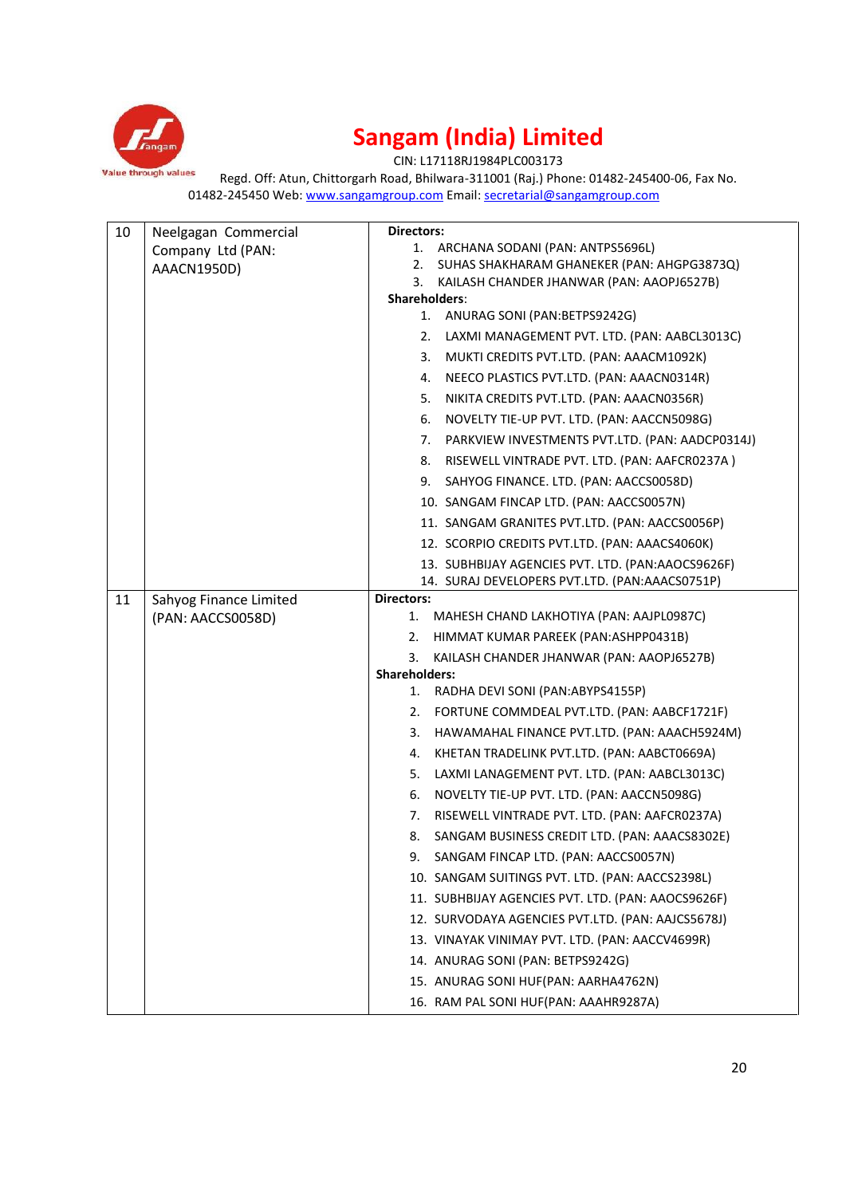| 10 | Neelgagan Commercial Company Ltd (PAN: AAACN1950D) | **Directors:**<br>1. ARCHANA SODANI (PAN: ANTPS5696L)<br>2. SUHAS SHAKHARAM GHANEKER (PAN: AHGPG3873Q)<br>3. KAILASH CHANDER JHANWAR (PAN: AAOPJ6527B)<br>**Shareholders**:<br>1. ANURAG SONI (PAN:BETPS9242G)<br>2. LAXMI MANAGEMENT PVT. LTD. (PAN: AABCL3013C)<br>3. MUKTI CREDITS PVT.LTD. (PAN: AAACM1092K)<br>4. NEECO PLASTICS PVT.LTD. (PAN: AAACN0314R)<br>5. NIKITA CREDITS PVT.LTD. (PAN: AAACN0356R)<br>6. NOVELTY TIE-UP PVT. LTD. (PAN: AACCN5098G)<br>7. PARKVIEW INVESTMENTS PVT.LTD. (PAN: AADCP0314J)<br>8. RISEWELL VINTRADE PVT. LTD. (PAN: AAFCR0237A )<br>9. SAHYOG FINANCE. LTD. (PAN: AACCS0058D)<br>10. SANGAM FINCAP LTD. (PAN: AACCS0057N)<br>11. SANGAM GRANITES PVT.LTD. (PAN: AACCS0056P)<br>12. SCORPIO CREDITS PVT.LTD. (PAN: AAACS4060K)<br>13. SUBHBIJAY AGENCIES PVT. LTD. (PAN:AAOCS9626F)<br>14. SURAJ DEVELOPERS PVT.LTD. (PAN:AAACS0751P) |
|---|---|---|
| 11 | Sahyog Finance Limited (PAN: AACCS0058D) | **Directors:**<br>1. MAHESH CHAND LAKHOTIYA (PAN: AAJPL0987C)<br>2. HIMMAT KUMAR PAREEK (PAN:ASHPP0431B)<br>3. KAILASH CHANDER JHANWAR (PAN: AAOPJ6527B)<br>**Shareholders:**<br>1. RADHA DEVI SONI (PAN:ABYPS4155P)<br>2. FORTUNE COMMDEAL PVT.LTD. (PAN: AABCF1721F)<br>3. HAWAMAHAL FINANCE PVT.LTD. (PAN: AAACH5924M)<br>4. KHETAN TRADELINK PVT.LTD. (PAN: AABCT0669A)<br>5. LAXMI LANAGEMENT PVT. LTD. (PAN: AABCL3013C)<br>6. NOVELTY TIE-UP PVT. LTD. (PAN: AACCN5098G)<br>7. RISEWELL VINTRADE PVT. LTD. (PAN: AAFCR0237A)<br>8. SANGAM BUSINESS CREDIT LTD. (PAN: AAACS8302E)<br>9. SANGAM FINCAP LTD. (PAN: AACCS0057N)<br>10. SANGAM SUITINGS PVT. LTD. (PAN: AACCS2398L)<br>11. SUBHBIJAY AGENCIES PVT. LTD. (PAN: AAOCS9626F)<br>12. SURVODAYA AGENCIES PVT.LTD. (PAN: AAJCS5678J)<br>13. VINAYAK VINIMAY PVT. LTD. (PAN: AACCV4699R)<br>14. ANURAG SONI (PAN: BETPS9242G)<br>15. ANURAG SONI HUF(PAN: AARHA4762N)<br>16. RAM PAL SONI HUF(PAN: AAAHR9287A) |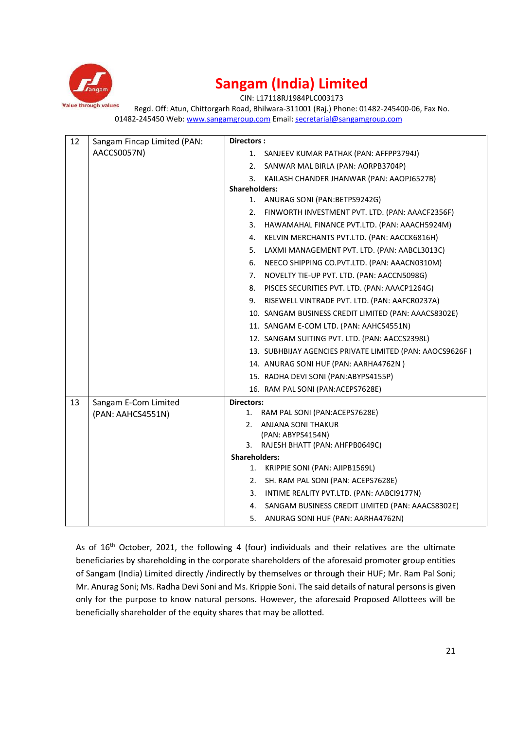| 12 | Sangam Fincap Limited (PAN: AACCS0057N) | **Directors :**<br>1. SANJEEV KUMAR PATHAK (PAN: AFFPP3794J)<br>2. SANWAR MAL BIRLA (PAN: AORPB3704P)<br>3. KAILASH CHANDER JHANWAR (PAN: AAOPJ6527B)<br>**Shareholders:**<br>1. ANURAG SONI (PAN:BETPS9242G)<br>2. FINWORTH INVESTMENT PVT. LTD. (PAN: AAACF2356F)<br>3. HAWAMAHAL FINANCE PVT.LTD. (PAN: AAACH5924M)<br>4. KELVIN MERCHANTS PVT.LTD. (PAN: AACCK6816H)<br>5. LAXMI MANAGEMENT PVT. LTD. (PAN: AABCL3013C)<br>6. NEECO SHIPPING CO.PVT.LTD. (PAN: AAACN0310M)<br>7. NOVELTY TIE-UP PVT. LTD. (PAN: AACCN5098G)<br>8. PISCES SECURITIES PVT. LTD. (PAN: AAACP1264G)<br>9. RISEWELL VINTRADE PVT. LTD. (PAN: AAFCR0237A)<br>10. SANGAM BUSINESS CREDIT LIMITED (PAN: AAACS8302E)<br>11. SANGAM E-COM LTD. (PAN: AAHCS4551N)<br>12. SANGAM SUITING PVT. LTD. (PAN: AACCS2398L)<br>13. SUBHBIJAY AGENCIES PRIVATE LIMITED (PAN: AAOCS9626F )<br>14. ANURAG SONI HUF (PAN: AARHA4762N )<br>15. RADHA DEVI SONI (PAN:ABYPS4155P)<br>16. RAM PAL SONI (PAN:ACEPS7628E) |
|---|---|---|
| 13 | Sangam E-Com Limited (PAN: AAHCS4551N) | **Directors:**<br>1. RAM PAL SONI (PAN:ACEPS7628E)<br>2. ANJANA SONI THAKUR (PAN: ABYPS4154N)<br>3. RAJESH BHATT (PAN: AHFPB0649C)<br>**Shareholders:**<br>1. KRIPPIE SONI (PAN: AJIPB1569L)<br>2. SH. RAM PAL SONI (PAN: ACEPS7628E)<br>3. INTIME REALITY PVT.LTD. (PAN: AABCI9177N)<br>4. SANGAM BUSINESS CREDIT LIMITED (PAN: AAACS8302E)<br>5. ANURAG SONI HUF (PAN: AARHA4762N) |

As of 16th October, 2021, the following 4 (four) individuals and their relatives are the ultimate beneficiaries by shareholding in the corporate shareholders of the aforesaid promoter group entities of Sangam (India) Limited directly /indirectly by themselves or through their HUF; Mr. Ram Pal Soni; Mr. Anurag Soni; Ms. Radha Devi Soni and Ms. Krippie Soni. The said details of natural persons is given only for the purpose to know natural persons. However, the aforesaid Proposed Allottees will be beneficially shareholder of the equity shares that may be allotted.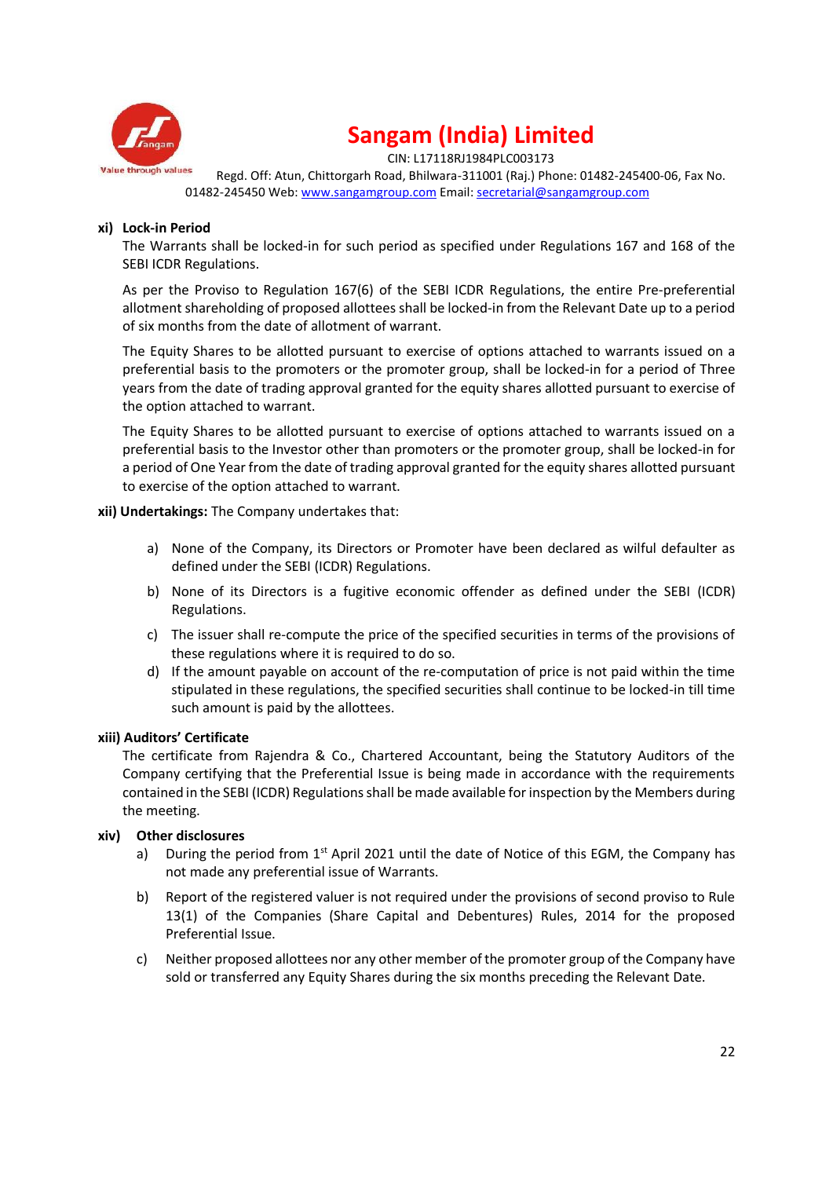**xi) Lock-in Period**

The Warrants shall be locked-in for such period as specified under Regulations 167 and 168 of the SEBI ICDR Regulations.

As per the Proviso to Regulation 167(6) of the SEBI ICDR Regulations, the entire Pre-preferential allotment shareholding of proposed allottees shall be locked-in from the Relevant Date up to a period of six months from the date of allotment of warrant.

The Equity Shares to be allotted pursuant to exercise of options attached to warrants issued on a preferential basis to the promoters or the promoter group, shall be locked-in for a period of Three years from the date of trading approval granted for the equity shares allotted pursuant to exercise of the option attached to warrant.

The Equity Shares to be allotted pursuant to exercise of options attached to warrants issued on a preferential basis to the Investor other than promoters or the promoter group, shall be locked-in for a period of One Year from the date of trading approval granted for the equity shares allotted pursuant to exercise of the option attached to warrant.

**xii) Undertakings:** The Company undertakes that:

a) None of the Company, its Directors or Promoter have been declared as wilful defaulter as defined under the SEBI (ICDR) Regulations.

b) None of its Directors is a fugitive economic offender as defined under the SEBI (ICDR) Regulations.

c) The issuer shall re-compute the price of the specified securities in terms of the provisions of these regulations where it is required to do so.

d) If the amount payable on account of the re-computation of price is not paid within the time stipulated in these regulations, the specified securities shall continue to be locked-in till time such amount is paid by the allottees.

**xiii) Auditors' Certificate**

The certificate from Rajendra & Co., Chartered Accountant, being the Statutory Auditors of the Company certifying that the Preferential Issue is being made in accordance with the requirements contained in the SEBI (ICDR) Regulations shall be made available for inspection by the Members during the meeting.

**xiv) Other disclosures**

a) During the period from 1st April 2021 until the date of Notice of this EGM, the Company has not made any preferential issue of Warrants.

b) Report of the registered valuer is not required under the provisions of second proviso to Rule 13(1) of the Companies (Share Capital and Debentures) Rules, 2014 for the proposed Preferential Issue.

c) Neither proposed allottees nor any other member of the promoter group of the Company have sold or transferred any Equity Shares during the six months preceding the Relevant Date.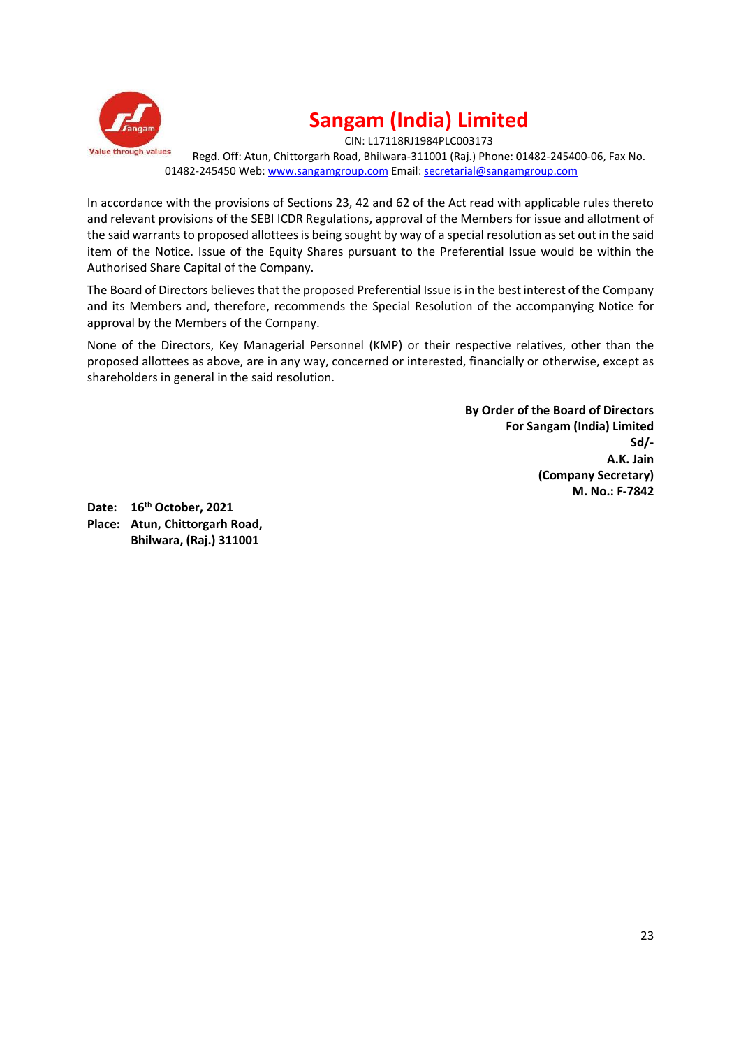# Sangam (India) Limited

CIN: L17118RJ1984PLC003173

Regd. Off: Atun, Chittorgarh Road, Bhilwara-311001 (Raj.) Phone: 01482-245400-06, Fax No. 01482-245450 Web: www.sangamgroup.com Email: secretarial@sangamgroup.com

In accordance with the provisions of Sections 23, 42 and 62 of the Act read with applicable rules thereto and relevant provisions of the SEBI ICDR Regulations, approval of the Members for issue and allotment of the said warrants to proposed allottees is being sought by way of a special resolution as set out in the said item of the Notice. Issue of the Equity Shares pursuant to the Preferential Issue would be within the Authorised Share Capital of the Company.

The Board of Directors believes that the proposed Preferential Issue is in the best interest of the Company and its Members and, therefore, recommends the Special Resolution of the accompanying Notice for approval by the Members of the Company.

None of the Directors, Key Managerial Personnel (KMP) or their respective relatives, other than the proposed allottees as above, are in any way, concerned or interested, financially or otherwise, except as shareholders in general in the said resolution.

**By Order of the Board of Directors**
**For Sangam (India) Limited**
**Sd/-**
**A.K. Jain**
**(Company Secretary)**
**M. No.: F-7842**

**Date: 16th October, 2021**
**Place: Atun, Chittorgarh Road, Bhilwara, (Raj.) 311001**